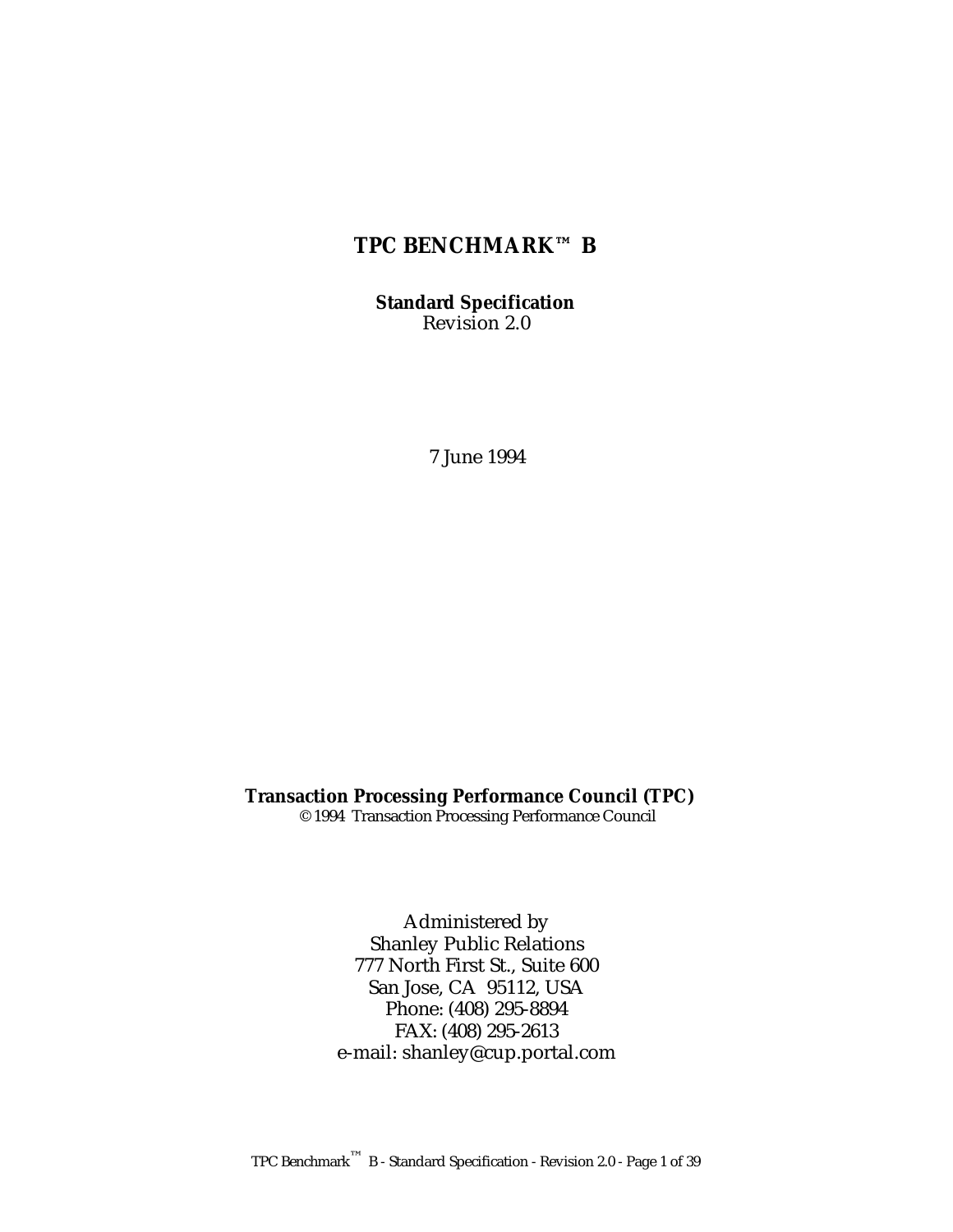# TPC BENCHMARK™ B

**Standard Specification**
Revision 2.0

7 June 1994

**Transaction Processing Performance Council (TPC)**
© 1994 Transaction Processing Performance Council

Administered by
Shanley Public Relations
777 North First St., Suite 600
San Jose, CA 95112, USA
Phone: (408) 295-8894
FAX: (408) 295-2613
e-mail: shanley@cup.portal.com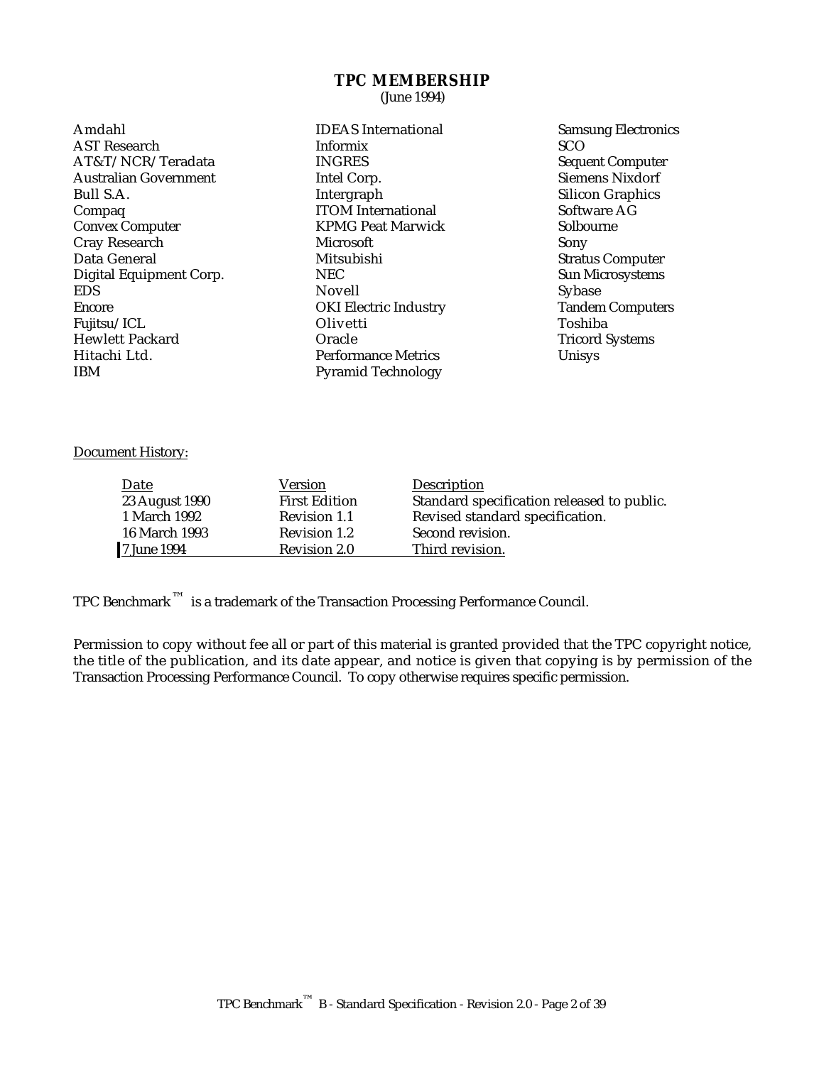## TPC MEMBERSHIP

(June 1994)

Amdahl
AST Research
AT&T/NCR/Teradata
Australian Government
Bull S.A.
Compaq
Convex Computer
Cray Research
Data General
Digital Equipment Corp.
EDS
Encore
Fujitsu/ICL
Hewlett Packard
Hitachi Ltd.
IBM
IDEAS International
Informix
INGRES
Intel Corp.
Intergraph
ITOM International
KPMG Peat Marwick
Microsoft
Mitsubishi
NEC
Novell
OKI Electric Industry
Olivetti
Oracle
Performance Metrics
Pyramid Technology
Samsung Electronics
SCO
Sequent Computer
Siemens Nixdorf
Silicon Graphics
Software AG
Solbourne
Sony
Stratus Computer
Sun Microsystems
Sybase
Tandem Computers
Toshiba
Tricord Systems
Unisys

Document History:

| Date | Version | Description |
| --- | --- | --- |
| 23 August 1990 | First Edition | Standard specification released to public. |
| 1 March 1992 | Revision 1.1 | Revised standard specification. |
| 16 March 1993 | Revision 1.2 | Second revision. |
| 7 June 1994 | Revision 2.0 | Third revision. |

TPC Benchmark™ is a trademark of the Transaction Processing Performance Council.

Permission to copy without fee all or part of this material is granted provided that the TPC copyright notice, the title of the publication, and its date appear, and notice is given that copying is by permission of the Transaction Processing Performance Council. To copy otherwise requires specific permission.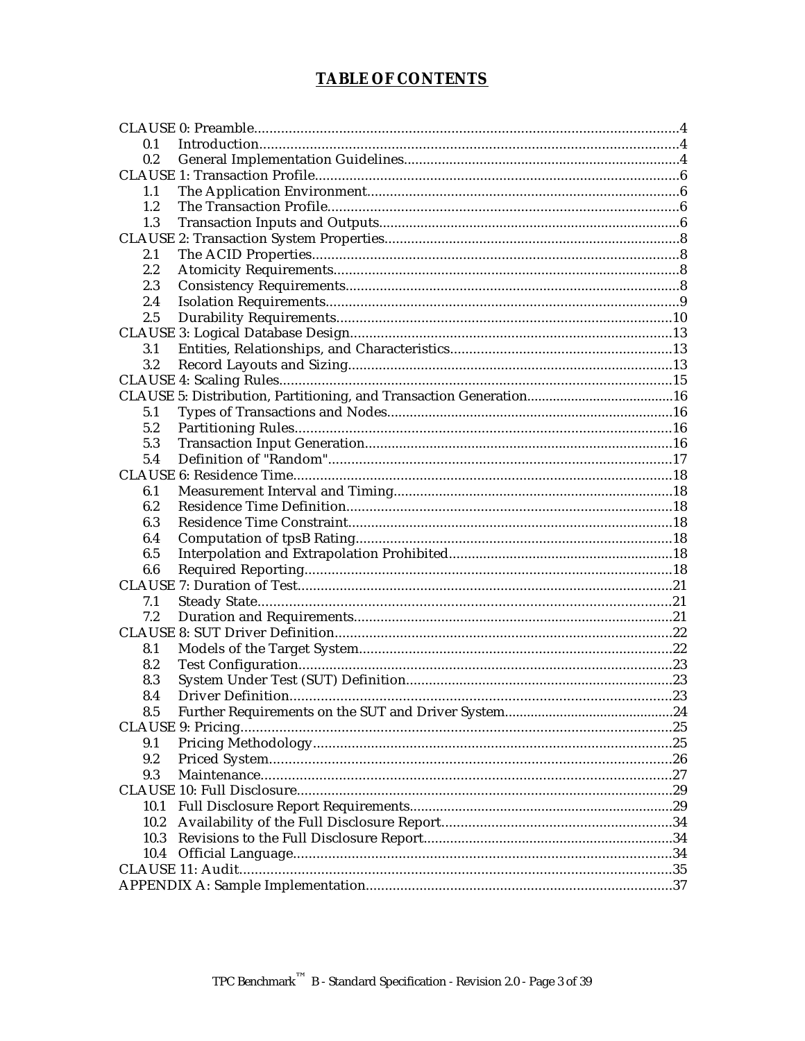# TABLE OF CONTENTS

CLAUSE 0: Preamble....4
- 0.1 Introduction....4
- 0.2 General Implementation Guidelines....4

CLAUSE 1: Transaction Profile....6
- 1.1 The Application Environment....6
- 1.2 The Transaction Profile....6
- 1.3 Transaction Inputs and Outputs....6

CLAUSE 2: Transaction System Properties....8
- 2.1 The ACID Properties....8
- 2.2 Atomicity Requirements....8
- 2.3 Consistency Requirements....8
- 2.4 Isolation Requirements....9
- 2.5 Durability Requirements....10

CLAUSE 3: Logical Database Design....13
- 3.1 Entities, Relationships, and Characteristics....13
- 3.2 Record Layouts and Sizing....13

CLAUSE 4: Scaling Rules....15

CLAUSE 5: Distribution, Partitioning, and Transaction Generation....16
- 5.1 Types of Transactions and Nodes....16
- 5.2 Partitioning Rules....16
- 5.3 Transaction Input Generation....16
- 5.4 Definition of "Random"....17

CLAUSE 6: Residence Time....18
- 6.1 Measurement Interval and Timing....18
- 6.2 Residence Time Definition....18
- 6.3 Residence Time Constraint....18
- 6.4 Computation of tpsB Rating....18
- 6.5 Interpolation and Extrapolation Prohibited....18
- 6.6 Required Reporting....18

CLAUSE 7: Duration of Test....21
- 7.1 Steady State....21
- 7.2 Duration and Requirements....21

CLAUSE 8: SUT Driver Definition....22
- 8.1 Models of the Target System....22
- 8.2 Test Configuration....23
- 8.3 System Under Test (SUT) Definition....23
- 8.4 Driver Definition....23
- 8.5 Further Requirements on the SUT and Driver System....24

CLAUSE 9: Pricing....25
- 9.1 Pricing Methodology....25
- 9.2 Priced System....26
- 9.3 Maintenance....27

CLAUSE 10: Full Disclosure....29
- 10.1 Full Disclosure Report Requirements....29
- 10.2 Availability of the Full Disclosure Report....34
- 10.3 Revisions to the Full Disclosure Report....34
- 10.4 Official Language....34

CLAUSE 11: Audit....35

APPENDIX A: Sample Implementation....37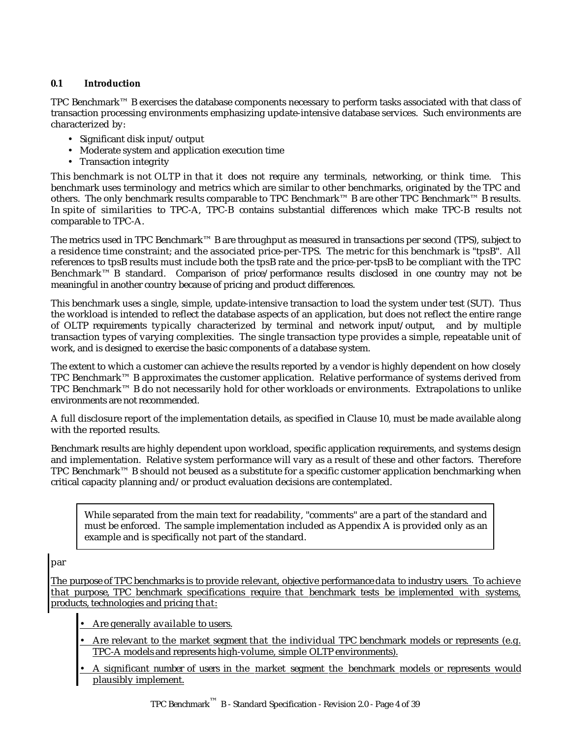## 0.1 Introduction

TPC Benchmark™ B exercises the database components necessary to perform tasks associated with that class of transaction processing environments emphasizing update-intensive database services. Such environments are characterized by:

- Significant disk input/output
- Moderate system and application execution time
- Transaction integrity

This benchmark is not OLTP in that it does not require any terminals, networking, or think time. This benchmark uses terminology and metrics which are similar to other benchmarks, originated by the TPC and others. The only benchmark results comparable to TPC Benchmark™ B are other TPC Benchmark™ B results. In spite of similarities to TPC-A, TPC-B contains substantial differences which make TPC-B results not comparable to TPC-A.

The metrics used in TPC Benchmark™ B are throughput as measured in transactions per second (TPS), subject to a residence time constraint; and the associated price-per-TPS. The metric for this benchmark is "tpsB". All references to tpsB results must include both the tpsB rate and the price-per-tpsB to be compliant with the TPC Benchmark™ B standard. Comparison of price/performance results disclosed in one country may not be meaningful in another country because of pricing and product differences.

This benchmark uses a single, simple, update-intensive transaction to load the system under test (SUT). Thus the workload is intended to reflect the database aspects of an application, but does not reflect the entire range of OLTP requirements typically characterized by terminal and network input/output, and by multiple transaction types of varying complexities. The single transaction type provides a simple, repeatable unit of work, and is designed to exercise the basic components of a database system.

The extent to which a customer can achieve the results reported by a vendor is highly dependent on how closely TPC Benchmark™ B approximates the customer application. Relative performance of systems derived from TPC Benchmark™ B do not necessarily hold for other workloads or environments. Extrapolations to unlike environments are not recommended.

A full disclosure report of the implementation details, as specified in Clause 10, must be made available along with the reported results.

Benchmark results are highly dependent upon workload, specific application requirements, and systems design and implementation. Relative system performance will vary as a result of these and other factors. Therefore TPC Benchmark™ B should not beused as a substitute for a specific customer application benchmarking when critical capacity planning and/or product evaluation decisions are contemplated.

> While separated from the main text for readability, "comments" are a part of the standard and must be enforced. The sample implementation included as Appendix A is provided only as an example and is specifically not part of the standard.

par

The purpose of TPC benchmarks is to provide relevant, objective performance data to industry users. To achieve that purpose, TPC benchmark specifications require that benchmark tests be implemented with systems, products, technologies and pricing that:

- Are generally available to users.
- Are relevant to the market segment that the individual TPC benchmark models or represents (e.g. TPC-A models and represents high-volume, simple OLTP environments).
- A significant number of users in the market segment the benchmark models or represents would plausibly implement.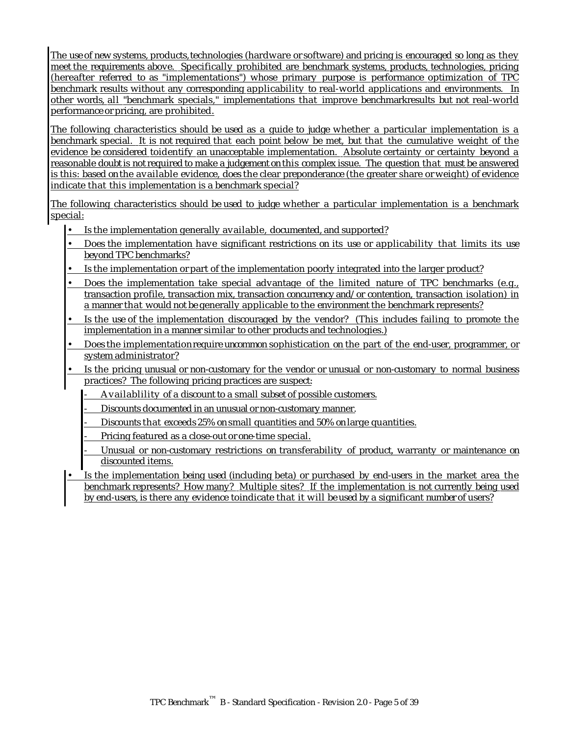The use of new systems, products, technologies (hardware or software) and pricing is encouraged so long as they meet the requirements above. Specifically prohibited are benchmark systems, products, technologies, pricing (hereafter referred to as "implementations") whose primary purpose is performance optimization of TPC benchmark results without any corresponding applicability to real-world applications and environments. In other words, all "benchmark specials," implementations that improve benchmarkresults but not real-world performance or pricing, are prohibited.

The following characteristics should be used as a guide to judge whether a particular implementation is a benchmark special. It is not required that each point below be met, but that the cumulative weight of the evidence be considered toidentify an unacceptable implementation. Absolute certainty or certainty beyond a reasonable doubt is not required to make a judgement on this complex issue. The question that must be answered is this: based on the available evidence, does the clear preponderance (the greater share or weight) of evidence indicate that this implementation is a benchmark special?

The following characteristics should be used to judge whether a particular implementation is a benchmark special:

- Is the implementation generally available, documented, and supported?
- Does the implementation have significant restrictions on its use or applicability that limits its use beyond TPC benchmarks?
- Is the implementation or part of the implementation poorly integrated into the larger product?
- Does the implementation take special advantage of the limited nature of TPC benchmarks (e.g., transaction profile, transaction mix, transaction concurrency and/or contention, transaction isolation) in a manner that would not be generally applicable to the environment the benchmark represents?
- Is the use of the implementation discouraged by the vendor? (This includes failing to promote the implementation in a manner similar to other products and technologies.)
- Does the implementation require uncommon sophistication on the part of the end-user, programmer, or system administrator?
- Is the pricing unusual or non-customary for the vendor or unusual or non-customary to normal business practices? The following pricing practices are suspect:
    - Availablility of a discount to a small subset of possible customers.
    - Discounts documented in an unusual or non-customary manner.
    - Discounts that exceeds 25% on small quantities and 50% on large quantities.
    - Pricing featured as a close-out or one-time special.
    - Unusual or non-customary restrictions on transferability of product, warranty or maintenance on discounted items.
- Is the implementation being used (including beta) or purchased by end-users in the market area the benchmark represents? How many? Multiple sites? If the implementation is not currently being used by end-users, is there any evidence toindicate that it will be used by a significant number of users?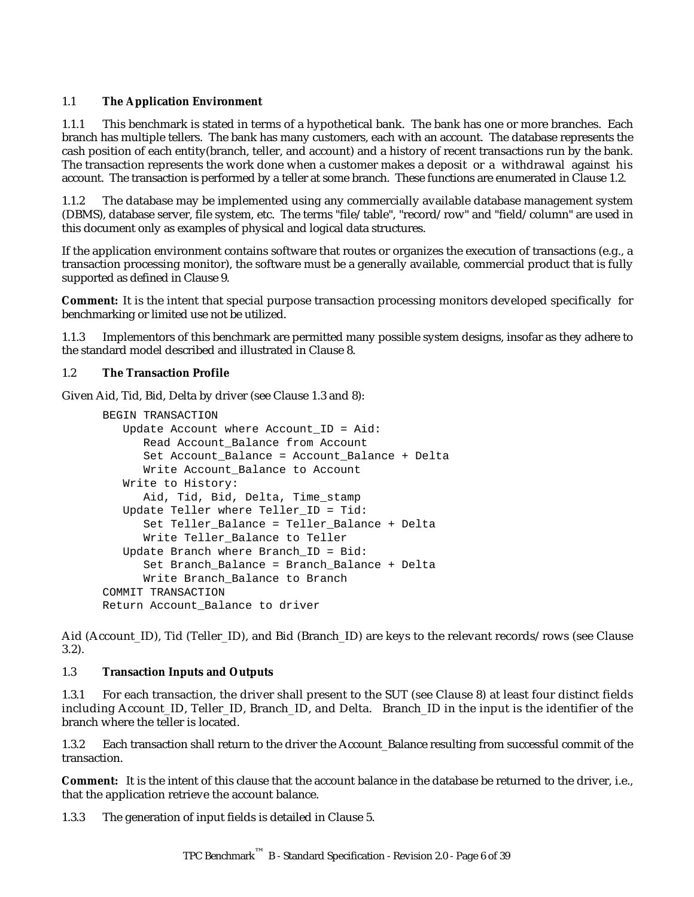## 1.1 The Application Environment

1.1.1 This benchmark is stated in terms of a hypothetical bank. The bank has one or more branches. Each branch has multiple tellers. The bank has many customers, each with an account. The database represents the cash position of each entity(branch, teller, and account) and a history of recent transactions run by the bank. The transaction represents the work done when a customer makes a deposit or a withdrawal against his account. The transaction is performed by a teller at some branch. These functions are enumerated in Clause 1.2.

1.1.2 The database may be implemented using any commercially available database management system (DBMS), database server, file system, etc. The terms "file/table", "record/row" and "field/column" are used in this document only as examples of physical and logical data structures.

If the application environment contains software that routes or organizes the execution of transactions (e.g., a transaction processing monitor), the software must be a generally available, commercial product that is fully supported as defined in Clause 9.

**Comment:** It is the intent that special purpose transaction processing monitors developed specifically for benchmarking or limited use not be utilized.

1.1.3 Implementors of this benchmark are permitted many possible system designs, insofar as they adhere to the standard model described and illustrated in Clause 8.

## 1.2 The Transaction Profile

Given Aid, Tid, Bid, Delta by driver (see Clause 1.3 and 8):

```
BEGIN TRANSACTION
   Update Account where Account_ID = Aid:
      Read Account_Balance from Account
      Set Account_Balance = Account_Balance + Delta
      Write Account_Balance to Account
   Write to History:
      Aid, Tid, Bid, Delta, Time_stamp
   Update Teller where Teller_ID = Tid:
      Set Teller_Balance = Teller_Balance + Delta
      Write Teller_Balance to Teller
   Update Branch where Branch_ID = Bid:
      Set Branch_Balance = Branch_Balance + Delta
      Write Branch_Balance to Branch
COMMIT TRANSACTION
Return Account_Balance to driver
```

Aid (Account_ID), Tid (Teller_ID), and Bid (Branch_ID) are keys to the relevant records/rows (see Clause 3.2).

## 1.3 Transaction Inputs and Outputs

1.3.1 For each transaction, the driver shall present to the SUT (see Clause 8) at least four distinct fields including Account_ID, Teller_ID, Branch_ID, and Delta. Branch_ID in the input is the identifier of the branch where the teller is located.

1.3.2 Each transaction shall return to the driver the Account_Balance resulting from successful commit of the transaction.

**Comment:** It is the intent of this clause that the account balance in the database be returned to the driver, i.e., that the application retrieve the account balance.

1.3.3 The generation of input fields is detailed in Clause 5.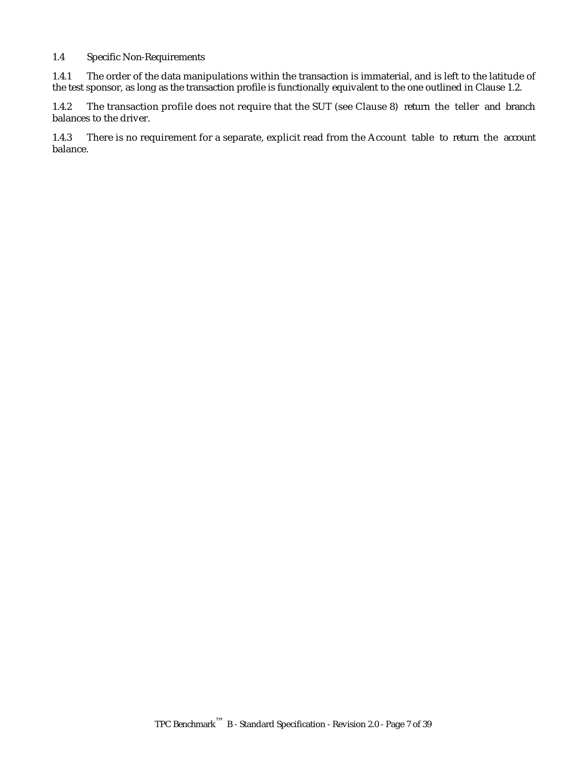## 1.4 Specific Non-Requirements

1.4.1 The order of the data manipulations within the transaction is immaterial, and is left to the latitude of the test sponsor, as long as the transaction profile is functionally equivalent to the one outlined in Clause 1.2.

1.4.2 The transaction profile does not require that the SUT (see Clause 8) return the teller and branch balances to the driver.

1.4.3 There is no requirement for a separate, explicit read from the Account table to return the account balance.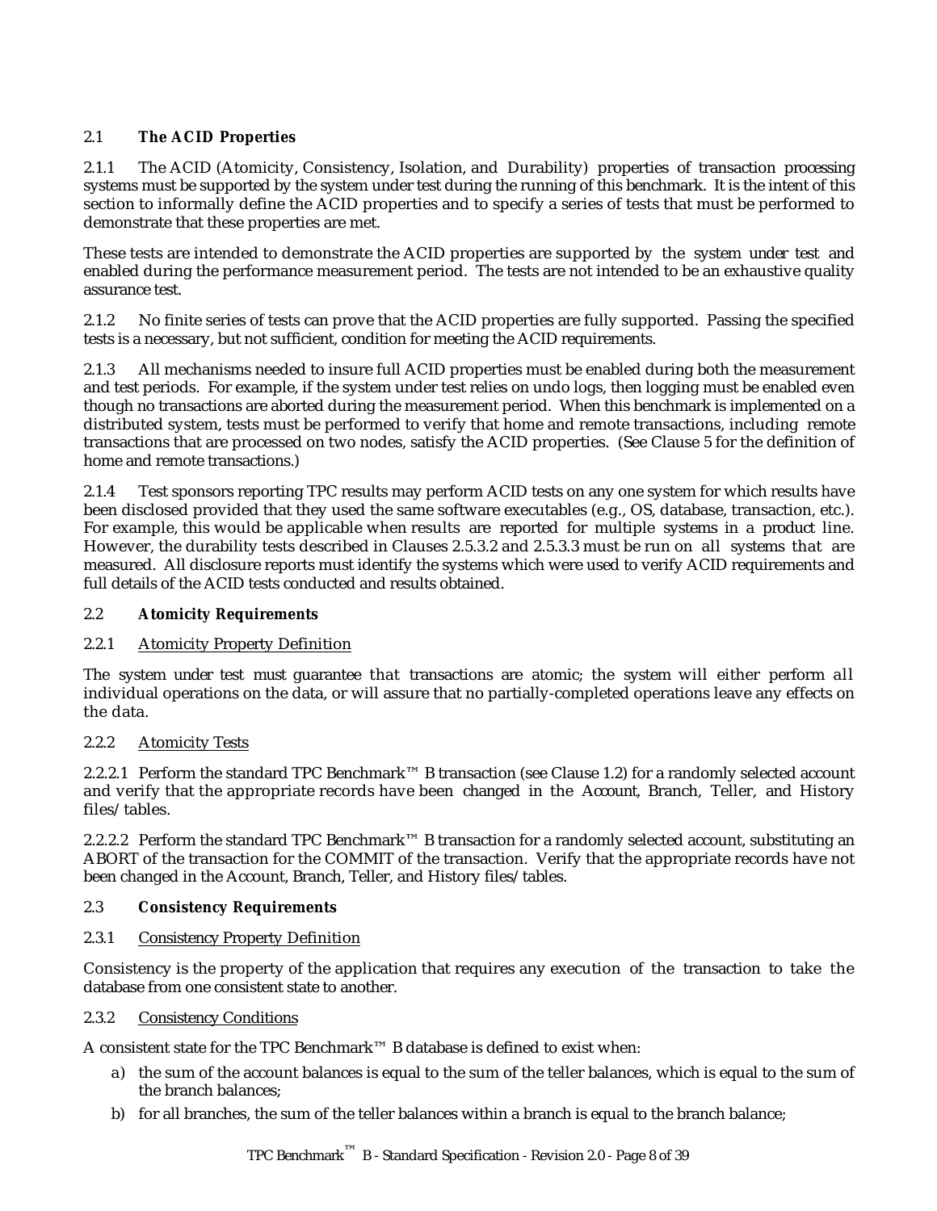## 2.1 The ACID Properties

2.1.1 The ACID (Atomicity, Consistency, Isolation, and Durability) properties of transaction processing systems must be supported by the system under test during the running of this benchmark. It is the intent of this section to informally define the ACID properties and to specify a series of tests that must be performed to demonstrate that these properties are met.

These tests are intended to demonstrate the ACID properties are supported by the system under test and enabled during the performance measurement period. The tests are not intended to be an exhaustive quality assurance test.

2.1.2 No finite series of tests can prove that the ACID properties are fully supported. Passing the specified tests is a necessary, but not sufficient, condition for meeting the ACID requirements.

2.1.3 All mechanisms needed to insure full ACID properties must be enabled during both the measurement and test periods. For example, if the system under test relies on undo logs, then logging must be enabled even though no transactions are aborted during the measurement period. When this benchmark is implemented on a distributed system, tests must be performed to verify that home and remote transactions, including remote transactions that are processed on two nodes, satisfy the ACID properties. (See Clause 5 for the definition of home and remote transactions.)

2.1.4 Test sponsors reporting TPC results may perform ACID tests on any one system for which results have been disclosed provided that they used the same software executables (e.g., OS, database, transaction, etc.). For example, this would be applicable when results are reported for multiple systems in a product line. However, the durability tests described in Clauses 2.5.3.2 and 2.5.3.3 must be run on all systems that are measured. All disclosure reports must identify the systems which were used to verify ACID requirements and full details of the ACID tests conducted and results obtained.

## 2.2 Atomicity Requirements

### 2.2.1 Atomicity Property Definition

The system under test must guarantee that transactions are atomic; the system will either perform all individual operations on the data, or will assure that no partially-completed operations leave any effects on the data.

### 2.2.2 Atomicity Tests

2.2.2.1 Perform the standard TPC Benchmark™ B transaction (see Clause 1.2) for a randomly selected account and verify that the appropriate records have been changed in the Account, Branch, Teller, and History files/tables.

2.2.2.2 Perform the standard TPC Benchmark™ B transaction for a randomly selected account, substituting an ABORT of the transaction for the COMMIT of the transaction. Verify that the appropriate records have not been changed in the Account, Branch, Teller, and History files/tables.

## 2.3 Consistency Requirements

### 2.3.1 Consistency Property Definition

Consistency is the property of the application that requires any execution of the transaction to take the database from one consistent state to another.

### 2.3.2 Consistency Conditions

A consistent state for the TPC Benchmark™ B database is defined to exist when:

a) the sum of the account balances is equal to the sum of the teller balances, which is equal to the sum of the branch balances;

b) for all branches, the sum of the teller balances within a branch is equal to the branch balance;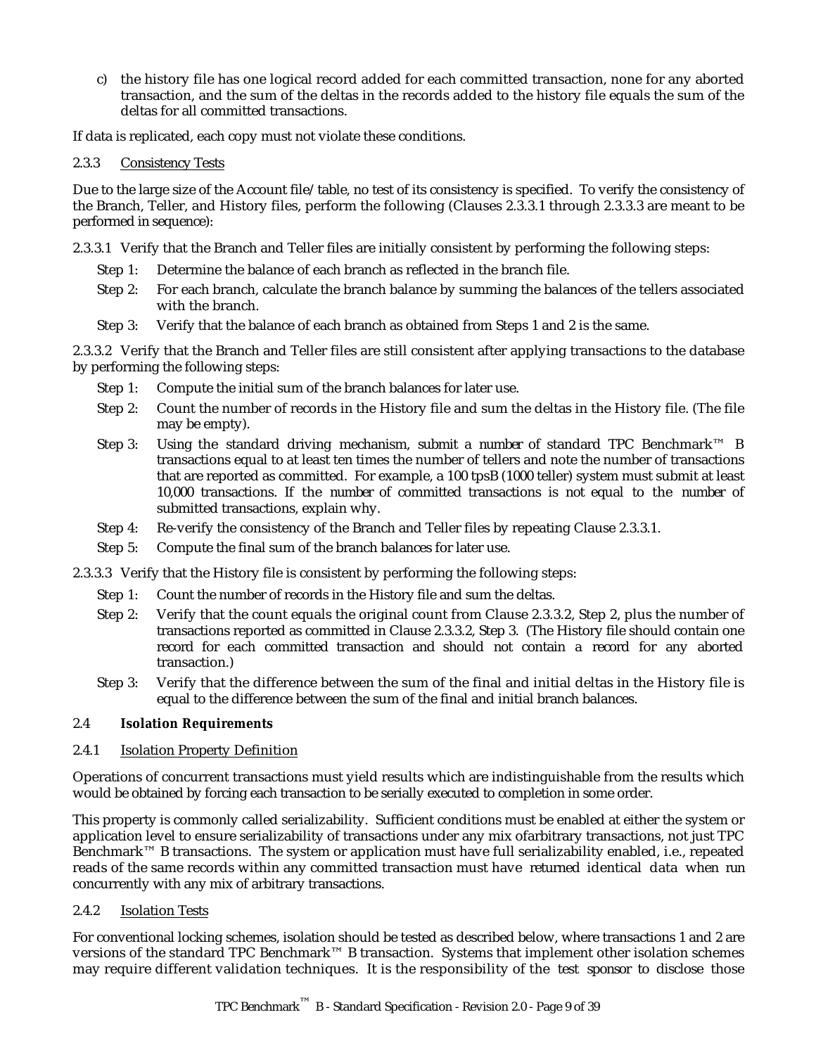c) the history file has one logical record added for each committed transaction, none for any aborted transaction, and the sum of the deltas in the records added to the history file equals the sum of the deltas for all committed transactions.

If data is replicated, each copy must not violate these conditions.

2.3.3 Consistency Tests

Due to the large size of the Account file/table, no test of its consistency is specified. To verify the consistency of the Branch, Teller, and History files, perform the following (Clauses 2.3.3.1 through 2.3.3.3 are meant to be performed in sequence):

2.3.3.1 Verify that the Branch and Teller files are initially consistent by performing the following steps:

Step 1: Determine the balance of each branch as reflected in the branch file.

Step 2: For each branch, calculate the branch balance by summing the balances of the tellers associated with the branch.

Step 3: Verify that the balance of each branch as obtained from Steps 1 and 2 is the same.

2.3.3.2 Verify that the Branch and Teller files are still consistent after applying transactions to the database by performing the following steps:

Step 1: Compute the initial sum of the branch balances for later use.

Step 2: Count the number of records in the History file and sum the deltas in the History file. (The file may be empty).

Step 3: Using the standard driving mechanism, submit a number of standard TPC Benchmark™ B transactions equal to at least ten times the number of tellers and note the number of transactions that are reported as committed. For example, a 100 tpsB (1000 teller) system must submit at least 10,000 transactions. If the number of committed transactions is not equal to the number of submitted transactions, explain why.

Step 4: Re-verify the consistency of the Branch and Teller files by repeating Clause 2.3.3.1.

Step 5: Compute the final sum of the branch balances for later use.

2.3.3.3 Verify that the History file is consistent by performing the following steps:

Step 1: Count the number of records in the History file and sum the deltas.

Step 2: Verify that the count equals the original count from Clause 2.3.3.2, Step 2, plus the number of transactions reported as committed in Clause 2.3.3.2, Step 3. (The History file should contain one record for each committed transaction and should not contain a record for any aborted transaction.)

Step 3: Verify that the difference between the sum of the final and initial deltas in the History file is equal to the difference between the sum of the final and initial branch balances.

## 2.4 Isolation Requirements

2.4.1 Isolation Property Definition

Operations of concurrent transactions must yield results which are indistinguishable from the results which would be obtained by forcing each transaction to be serially executed to completion in some order.

This property is commonly called serializability. Sufficient conditions must be enabled at either the system or application level to ensure serializability of transactions under any mix ofarbitrary transactions, not just TPC Benchmark™ B transactions. The system or application must have full serializability enabled, i.e., repeated reads of the same records within any committed transaction must have returned identical data when run concurrently with any mix of arbitrary transactions.

2.4.2 Isolation Tests

For conventional locking schemes, isolation should be tested as described below, where transactions 1 and 2 are versions of the standard TPC Benchmark™ B transaction. Systems that implement other isolation schemes may require different validation techniques. It is the responsibility of the test sponsor to disclose those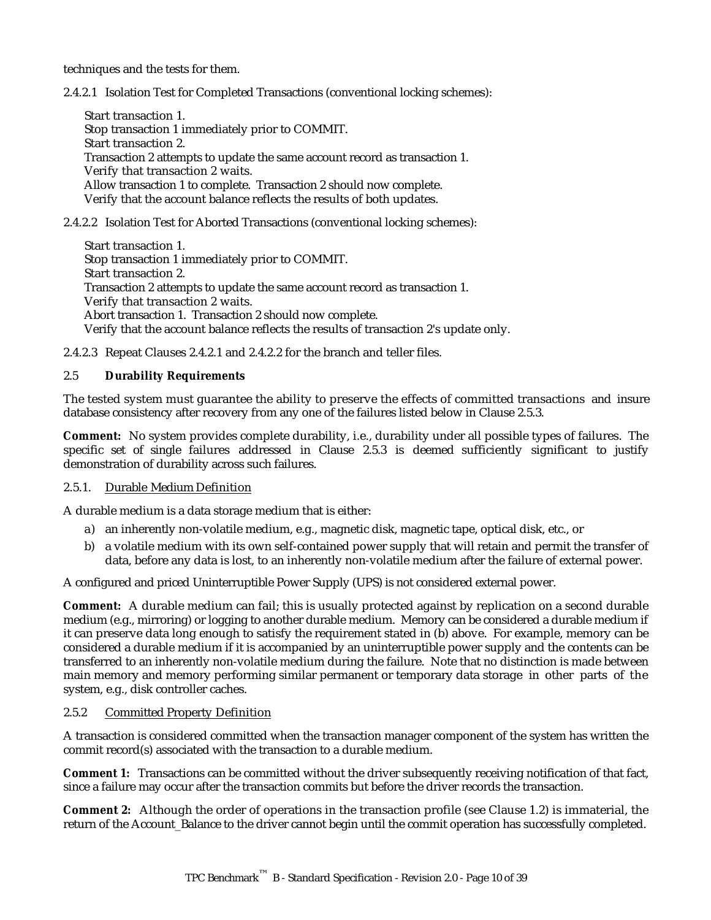techniques and the tests for them.

2.4.2.1 Isolation Test for Completed Transactions (conventional locking schemes):

Start transaction 1.
Stop transaction 1 immediately prior to COMMIT.
Start transaction 2.
Transaction 2 attempts to update the same account record as transaction 1.
Verify that transaction 2 waits.
Allow transaction 1 to complete. Transaction 2 should now complete.
Verify that the account balance reflects the results of both updates.

2.4.2.2 Isolation Test for Aborted Transactions (conventional locking schemes):

Start transaction 1.
Stop transaction 1 immediately prior to COMMIT.
Start transaction 2.
Transaction 2 attempts to update the same account record as transaction 1.
Verify that transaction 2 waits.
Abort transaction 1. Transaction 2 should now complete.
Verify that the account balance reflects the results of transaction 2's update only.

2.4.2.3 Repeat Clauses 2.4.2.1 and 2.4.2.2 for the branch and teller files.

## 2.5 Durability Requirements

The tested system must guarantee the ability to preserve the effects of committed transactions and insure database consistency after recovery from any one of the failures listed below in Clause 2.5.3.

**Comment:** No system provides complete durability, i.e., durability under all possible types of failures. The specific set of single failures addressed in Clause 2.5.3 is deemed sufficiently significant to justify demonstration of durability across such failures.

### 2.5.1. Durable Medium Definition

A durable medium is a data storage medium that is either:

a) an inherently non-volatile medium, e.g., magnetic disk, magnetic tape, optical disk, etc., or
b) a volatile medium with its own self-contained power supply that will retain and permit the transfer of data, before any data is lost, to an inherently non-volatile medium after the failure of external power.

A configured and priced Uninterruptible Power Supply (UPS) is not considered external power.

**Comment:** A durable medium can fail; this is usually protected against by replication on a second durable medium (e.g., mirroring) or logging to another durable medium. Memory can be considered a durable medium if it can preserve data long enough to satisfy the requirement stated in (b) above. For example, memory can be considered a durable medium if it is accompanied by an uninterruptible power supply and the contents can be transferred to an inherently non-volatile medium during the failure. Note that no distinction is made between main memory and memory performing similar permanent or temporary data storage in other parts of the system, e.g., disk controller caches.

### 2.5.2 Committed Property Definition

A transaction is considered committed when the transaction manager component of the system has written the commit record(s) associated with the transaction to a durable medium.

**Comment 1:** Transactions can be committed without the driver subsequently receiving notification of that fact, since a failure may occur after the transaction commits but before the driver records the transaction.

**Comment 2:** Although the order of operations in the transaction profile (see Clause 1.2) is immaterial, the return of the Account_Balance to the driver cannot begin until the commit operation has successfully completed.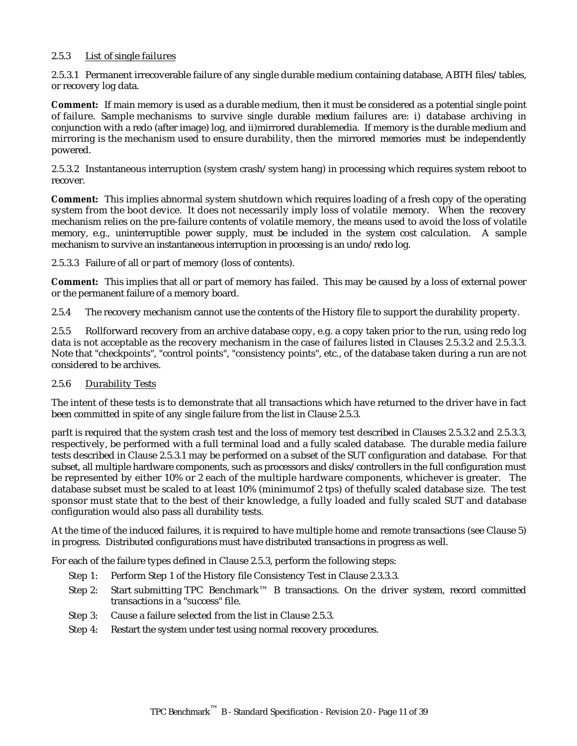2.5.3 List of single failures

2.5.3.1 Permanent irrecoverable failure of any single durable medium containing database, ABTH files/tables, or recovery log data.

**Comment:** If main memory is used as a durable medium, then it must be considered as a potential single point of failure. Sample mechanisms to survive single durable medium failures are: i) database archiving in conjunction with a redo (after image) log, and ii)mirrored durablemedia. If memory is the durable medium and mirroring is the mechanism used to ensure durability, then the mirrored memories must be independently powered.

2.5.3.2 Instantaneous interruption (system crash/system hang) in processing which requires system reboot to recover.

**Comment:** This implies abnormal system shutdown which requires loading of a fresh copy of the operating system from the boot device. It does not necessarily imply loss of volatile memory. When the recovery mechanism relies on the pre-failure contents of volatile memory, the means used to avoid the loss of volatile memory, e.g., uninterruptible power supply, must be included in the system cost calculation. A sample mechanism to survive an instantaneous interruption in processing is an undo/redo log.

2.5.3.3 Failure of all or part of memory (loss of contents).

**Comment:** This implies that all or part of memory has failed. This may be caused by a loss of external power or the permanent failure of a memory board.

2.5.4 The recovery mechanism cannot use the contents of the History file to support the durability property.

2.5.5 Rollforward recovery from an archive database copy, e.g. a copy taken prior to the run, using redo log data is not acceptable as the recovery mechanism in the case of failures listed in Clauses 2.5.3.2 and 2.5.3.3. Note that "checkpoints", "control points", "consistency points", etc., of the database taken during a run are not considered to be archives.

2.5.6 Durability Tests

The intent of these tests is to demonstrate that all transactions which have returned to the driver have in fact been committed in spite of any single failure from the list in Clause 2.5.3.

parIt is required that the system crash test and the loss of memory test described in Clauses 2.5.3.2 and 2.5.3.3, respectively, be performed with a full terminal load and a fully scaled database. The durable media failure tests described in Clause 2.5.3.1 may be performed on a subset of the SUT configuration and database. For that subset, all multiple hardware components, such as processors and disks/controllers in the full configuration must be represented by either 10% or 2 each of the multiple hardware components, whichever is greater. The database subset must be scaled to at least 10% (minimumof 2 tps) of thefully scaled database size. The test sponsor must state that to the best of their knowledge, a fully loaded and fully scaled SUT and database configuration would also pass all durability tests.

At the time of the induced failures, it is required to have multiple home and remote transactions (see Clause 5) in progress. Distributed configurations must have distributed transactions in progress as well.

For each of the failure types defined in Clause 2.5.3, perform the following steps:

- Step 1: Perform Step 1 of the History file Consistency Test in Clause 2.3.3.3.
- Step 2: Start submitting TPC Benchmark™ B transactions. On the driver system, record committed transactions in a "success" file.
- Step 3: Cause a failure selected from the list in Clause 2.5.3.
- Step 4: Restart the system under test using normal recovery procedures.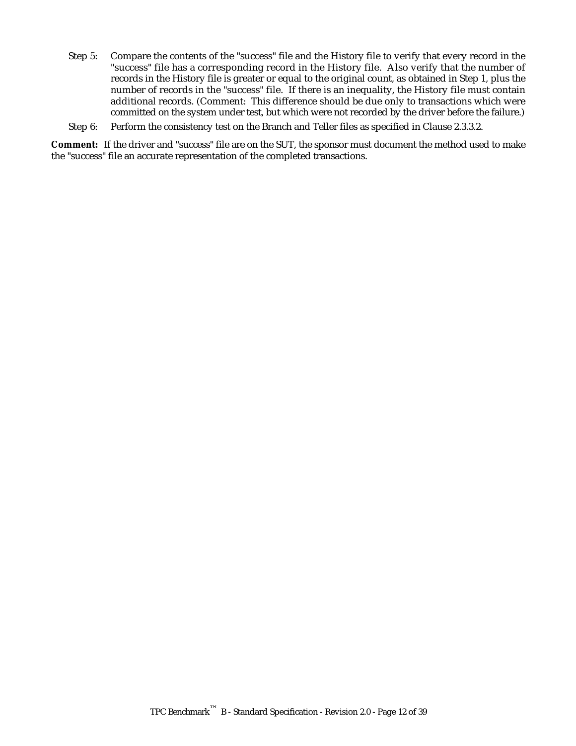Step 5: Compare the contents of the "success" file and the History file to verify that every record in the "success" file has a corresponding record in the History file. Also verify that the number of records in the History file is greater or equal to the original count, as obtained in Step 1, plus the number of records in the "success" file. If there is an inequality, the History file must contain additional records. (Comment: This difference should be due only to transactions which were committed on the system under test, but which were not recorded by the driver before the failure.)

Step 6: Perform the consistency test on the Branch and Teller files as specified in Clause 2.3.3.2.

**Comment:** If the driver and "success" file are on the SUT, the sponsor must document the method used to make the "success" file an accurate representation of the completed transactions.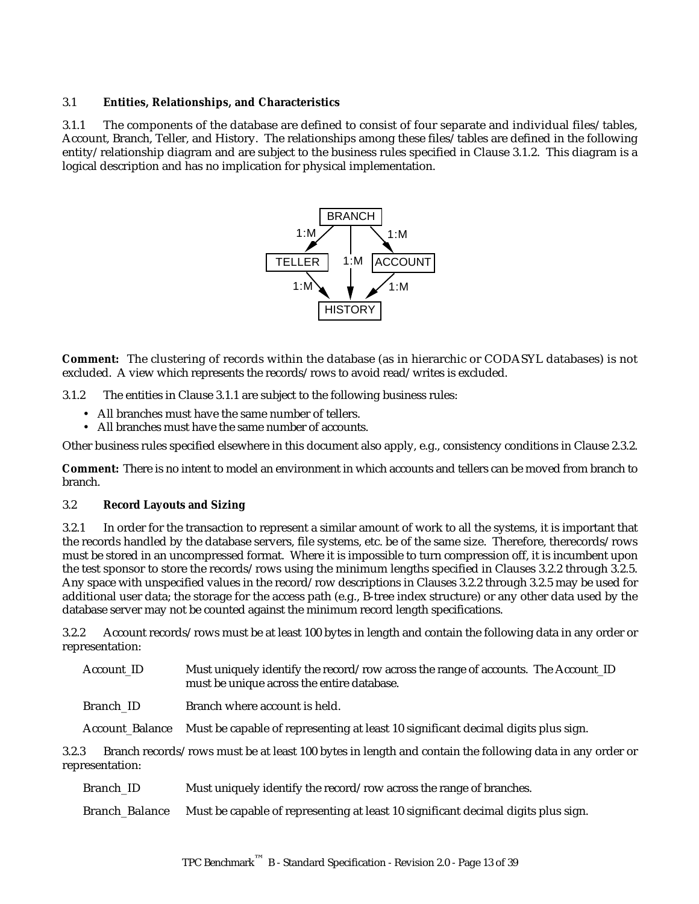3.1 **Entities, Relationships, and Characteristics**

3.1.1 The components of the database are defined to consist of four separate and individual files/tables, Account, Branch, Teller, and History. The relationships among these files/tables are defined in the following entity/relationship diagram and are subject to the business rules specified in Clause 3.1.2. This diagram is a logical description and has no implication for physical implementation.

**Comment:** The clustering of records within the database (as in hierarchic or CODASYL databases) is not excluded. A view which represents the records/rows to avoid read/writes is excluded.

3.1.2 The entities in Clause 3.1.1 are subject to the following business rules:

- All branches must have the same number of tellers.
- All branches must have the same number of accounts.

Other business rules specified elsewhere in this document also apply, e.g., consistency conditions in Clause 2.3.2.

**Comment:** There is no intent to model an environment in which accounts and tellers can be moved from branch to branch.

3.2 **Record Layouts and Sizing**

3.2.1 In order for the transaction to represent a similar amount of work to all the systems, it is important that the records handled by the database servers, file systems, etc. be of the same size. Therefore, therecords/rows must be stored in an uncompressed format. Where it is impossible to turn compression off, it is incumbent upon the test sponsor to store the records/rows using the minimum lengths specified in Clauses 3.2.2 through 3.2.5. Any space with unspecified values in the record/row descriptions in Clauses 3.2.2 through 3.2.5 may be used for additional user data; the storage for the access path (e.g., B-tree index structure) or any other data used by the database server may not be counted against the minimum record length specifications.

3.2.2 Account records/rows must be at least 100 bytes in length and contain the following data in any order or representation:

| | |
|---|---|
| Account_ID | Must uniquely identify the record/row across the range of accounts. The Account_ID must be unique across the entire database. |
| Branch_ID | Branch where account is held. |
| Account_Balance | Must be capable of representing at least 10 significant decimal digits plus sign. |

3.2.3 Branch records/rows must be at least 100 bytes in length and contain the following data in any order or representation:

| | |
|---|---|
| Branch_ID | Must uniquely identify the record/row across the range of branches. |
| Branch_Balance | Must be capable of representing at least 10 significant decimal digits plus sign. |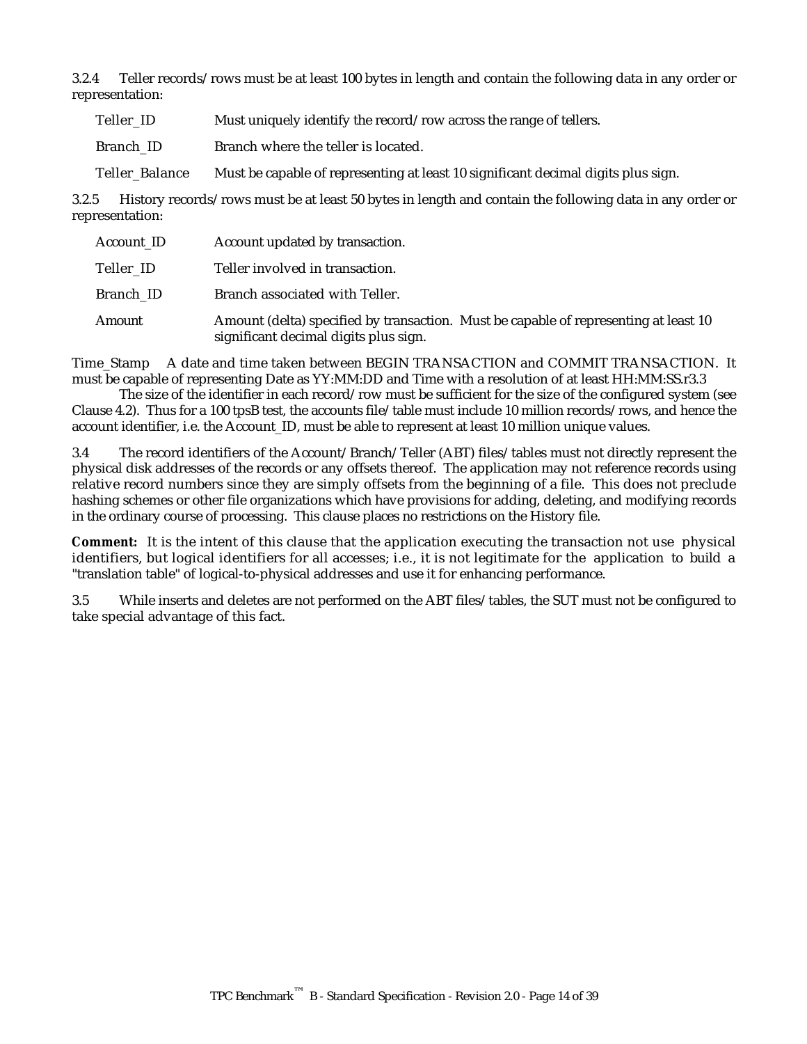3.2.4 Teller records/rows must be at least 100 bytes in length and contain the following data in any order or representation:

| | |
|---|---|
| Teller_ID | Must uniquely identify the record/row across the range of tellers. |
| Branch_ID | Branch where the teller is located. |
| Teller_Balance | Must be capable of representing at least 10 significant decimal digits plus sign. |

3.2.5 History records/rows must be at least 50 bytes in length and contain the following data in any order or representation:

| | |
|---|---|
| Account_ID | Account updated by transaction. |
| Teller_ID | Teller involved in transaction. |
| Branch_ID | Branch associated with Teller. |
| Amount | Amount (delta) specified by transaction. Must be capable of representing at least 10 significant decimal digits plus sign. |

Time_Stamp A date and time taken between BEGIN TRANSACTION and COMMIT TRANSACTION. It must be capable of representing Date as YY:MM:DD and Time with a resolution of at least HH:MM:SS.r3.3

The size of the identifier in each record/row must be sufficient for the size of the configured system (see Clause 4.2). Thus for a 100 tpsB test, the accounts file/table must include 10 million records/rows, and hence the account identifier, i.e. the Account_ID, must be able to represent at least 10 million unique values.

3.4 The record identifiers of the Account/Branch/Teller (ABT) files/tables must not directly represent the physical disk addresses of the records or any offsets thereof. The application may not reference records using relative record numbers since they are simply offsets from the beginning of a file. This does not preclude hashing schemes or other file organizations which have provisions for adding, deleting, and modifying records in the ordinary course of processing. This clause places no restrictions on the History file.

**Comment:** It is the intent of this clause that the application executing the transaction not use physical identifiers, but logical identifiers for all accesses; i.e., it is not legitimate for the application to build a "translation table" of logical-to-physical addresses and use it for enhancing performance.

3.5 While inserts and deletes are not performed on the ABT files/tables, the SUT must not be configured to take special advantage of this fact.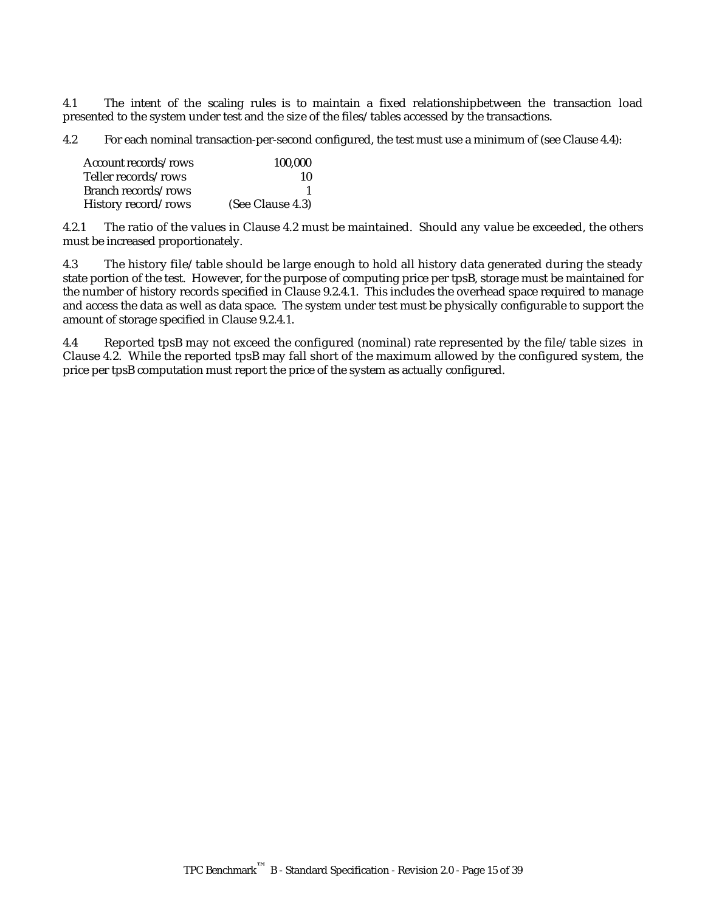4.1 The intent of the scaling rules is to maintain a fixed relationshipbetween the transaction load presented to the system under test and the size of the files/tables accessed by the transactions.

4.2 For each nominal transaction-per-second configured, the test must use a minimum of (see Clause 4.4):

| | |
|---|---|
| Account records/rows | 100,000 |
| Teller records/rows | 10 |
| Branch records/rows | 1 |
| History record/rows | (See Clause 4.3) |

4.2.1 The ratio of the values in Clause 4.2 must be maintained. Should any value be exceeded, the others must be increased proportionately.

4.3 The history file/table should be large enough to hold all history data generated during the steady state portion of the test. However, for the purpose of computing price per tpsB, storage must be maintained for the number of history records specified in Clause 9.2.4.1. This includes the overhead space required to manage and access the data as well as data space. The system under test must be physically configurable to support the amount of storage specified in Clause 9.2.4.1.

4.4 Reported tpsB may not exceed the configured (nominal) rate represented by the file/table sizes in Clause 4.2. While the reported tpsB may fall short of the maximum allowed by the configured system, the price per tpsB computation must report the price of the system as actually configured.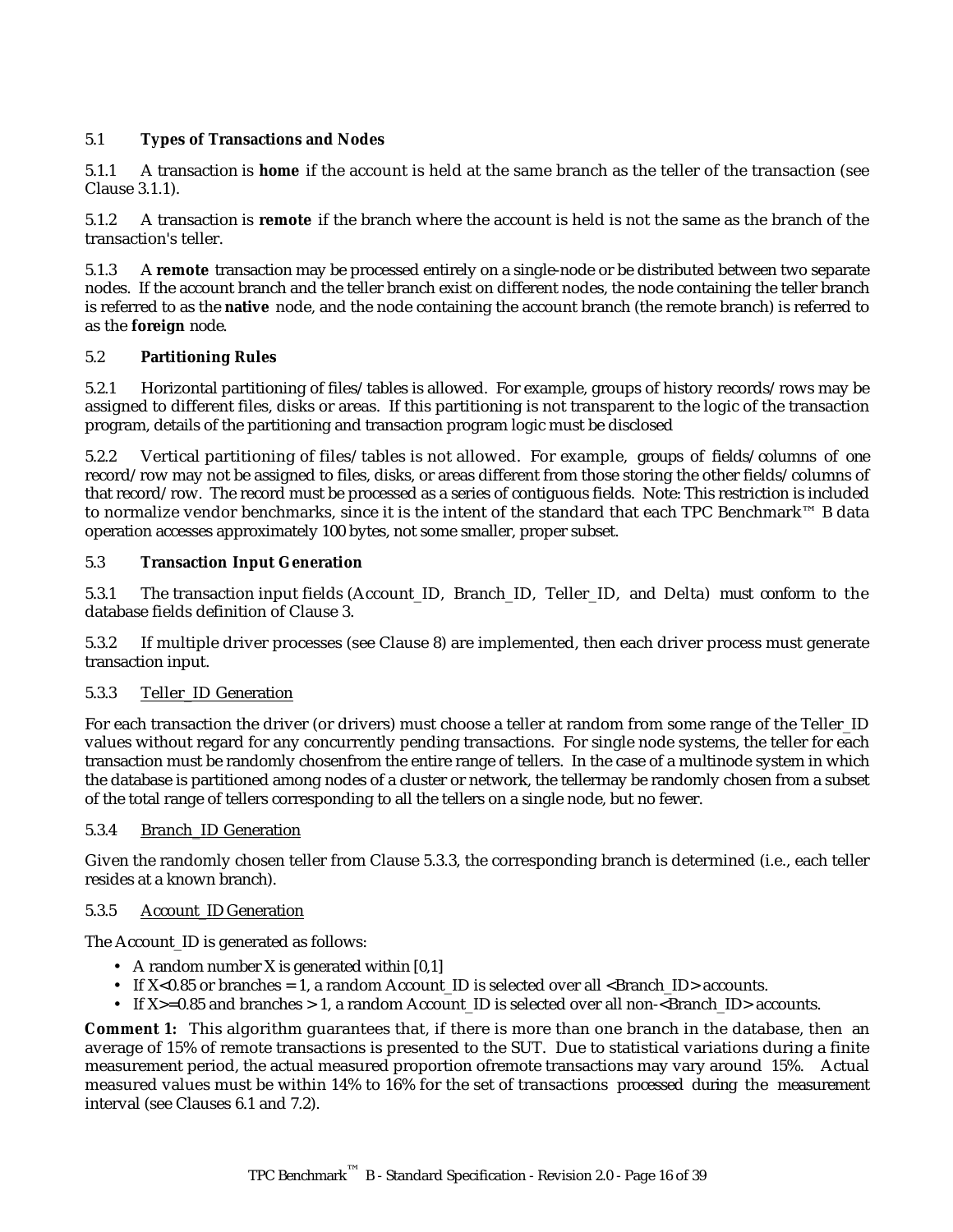### 5.1 Types of Transactions and Nodes

5.1.1 A transaction is **home** if the account is held at the same branch as the teller of the transaction (see Clause 3.1.1).

5.1.2 A transaction is **remote** if the branch where the account is held is not the same as the branch of the transaction's teller.

5.1.3 A **remote** transaction may be processed entirely on a single-node or be distributed between two separate nodes. If the account branch and the teller branch exist on different nodes, the node containing the teller branch is referred to as the **native** node, and the node containing the account branch (the remote branch) is referred to as the **foreign** node.

### 5.2 Partitioning Rules

5.2.1 Horizontal partitioning of files/tables is allowed. For example, groups of history records/rows may be assigned to different files, disks or areas. If this partitioning is not transparent to the logic of the transaction program, details of the partitioning and transaction program logic must be disclosed

5.2.2 Vertical partitioning of files/tables is not allowed. For example, groups of fields/columns of one record/row may not be assigned to files, disks, or areas different from those storing the other fields/columns of that record/row. The record must be processed as a series of contiguous fields. Note: This restriction is included to normalize vendor benchmarks, since it is the intent of the standard that each TPC Benchmark™ B data operation accesses approximately 100 bytes, not some smaller, proper subset.

### 5.3 Transaction Input Generation

5.3.1 The transaction input fields (Account_ID, Branch_ID, Teller_ID, and Delta) must conform to the database fields definition of Clause 3.

5.3.2 If multiple driver processes (see Clause 8) are implemented, then each driver process must generate transaction input.

5.3.3 Teller_ID Generation

For each transaction the driver (or drivers) must choose a teller at random from some range of the Teller_ID values without regard for any concurrently pending transactions. For single node systems, the teller for each transaction must be randomly chosenfrom the entire range of tellers. In the case of a multinode system in which the database is partitioned among nodes of a cluster or network, the tellermay be randomly chosen from a subset of the total range of tellers corresponding to all the tellers on a single node, but no fewer.

5.3.4 Branch_ID Generation

Given the randomly chosen teller from Clause 5.3.3, the corresponding branch is determined (i.e., each teller resides at a known branch).

5.3.5 Account_ID Generation

The Account_ID is generated as follows:

- A random number X is generated within [0,1]
- If X<0.85 or branches = 1, a random Account_ID is selected over all <Branch_ID> accounts.
- If X>=0.85 and branches > 1, a random Account_ID is selected over all non-<Branch_ID> accounts.

**Comment 1:** This algorithm guarantees that, if there is more than one branch in the database, then an average of 15% of remote transactions is presented to the SUT. Due to statistical variations during a finite measurement period, the actual measured proportion ofremote transactions may vary around 15%. Actual measured values must be within 14% to 16% for the set of transactions processed during the measurement interval (see Clauses 6.1 and 7.2).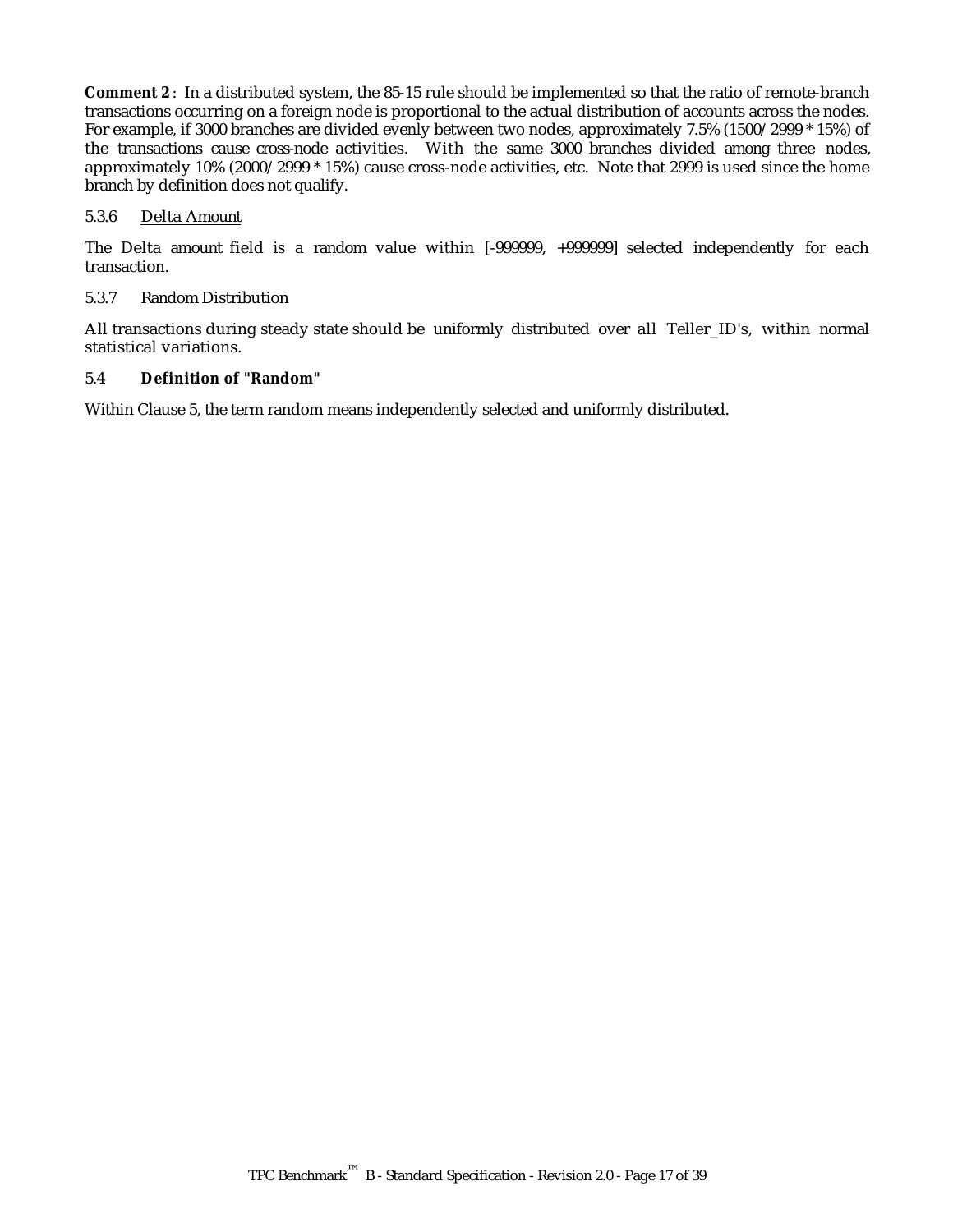**Comment 2**: In a distributed system, the 85-15 rule should be implemented so that the ratio of remote-branch transactions occurring on a foreign node is proportional to the actual distribution of accounts across the nodes. For example, if 3000 branches are divided evenly between two nodes, approximately 7.5% (1500/2999 * 15%) of the transactions cause cross-node activities. With the same 3000 branches divided among three nodes, approximately 10% (2000/2999 * 15%) cause cross-node activities, etc. Note that 2999 is used since the home branch by definition does not qualify.

#### 5.3.6 Delta Amount

The Delta amount field is a random value within [-999999, +999999] selected independently for each transaction.

#### 5.3.7 Random Distribution

All transactions during steady state should be uniformly distributed over all Teller_ID's, within normal statistical variations.

### 5.4 Definition of "Random"

Within Clause 5, the term random means independently selected and uniformly distributed.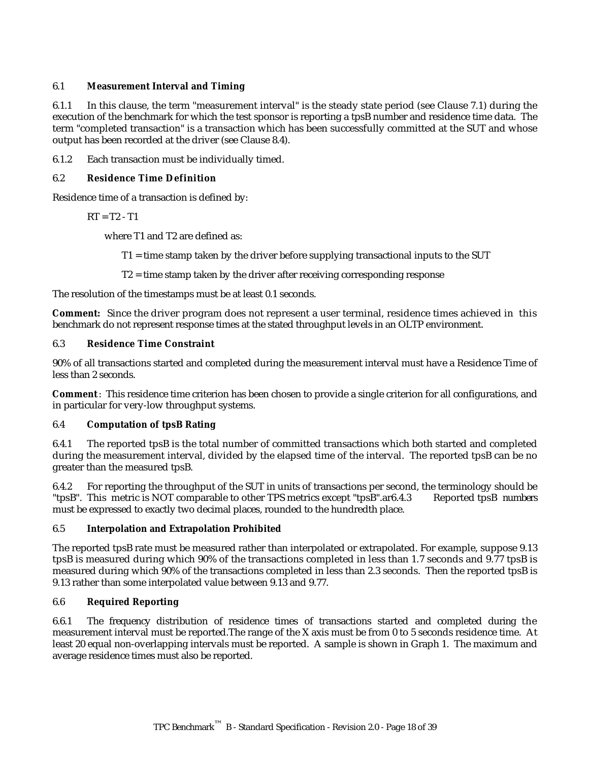### 6.1 Measurement Interval and Timing

6.1.1 In this clause, the term "measurement interval" is the steady state period (see Clause 7.1) during the execution of the benchmark for which the test sponsor is reporting a tpsB number and residence time data. The term "completed transaction" is a transaction which has been successfully committed at the SUT and whose output has been recorded at the driver (see Clause 8.4).

6.1.2 Each transaction must be individually timed.

### 6.2 Residence Time Definition

Residence time of a transaction is defined by:

RT = T2 - T1

where T1 and T2 are defined as:

T1 = time stamp taken by the driver before supplying transactional inputs to the SUT

T2 = time stamp taken by the driver after receiving corresponding response

The resolution of the timestamps must be at least 0.1 seconds.

**Comment:** Since the driver program does not represent a user terminal, residence times achieved in this benchmark do not represent response times at the stated throughput levels in an OLTP environment.

### 6.3 Residence Time Constraint

90% of all transactions started and completed during the measurement interval must have a Residence Time of less than 2 seconds.

**Comment**: This residence time criterion has been chosen to provide a single criterion for all configurations, and in particular for very-low throughput systems.

### 6.4 Computation of tpsB Rating

6.4.1 The reported tpsB is the total number of committed transactions which both started and completed during the measurement interval, divided by the elapsed time of the interval. The reported tpsB can be no greater than the measured tpsB.

6.4.2 For reporting the throughput of the SUT in units of transactions per second, the terminology should be "tpsB". This metric is NOT comparable to other TPS metrics except "tpsB".ar6.4.3 Reported tpsB numbers must be expressed to exactly two decimal places, rounded to the hundredth place.

### 6.5 Interpolation and Extrapolation Prohibited

The reported tpsB rate must be measured rather than interpolated or extrapolated. For example, suppose 9.13 tpsB is measured during which 90% of the transactions completed in less than 1.7 seconds and 9.77 tpsB is measured during which 90% of the transactions completed in less than 2.3 seconds. Then the reported tpsB is 9.13 rather than some interpolated value between 9.13 and 9.77.

### 6.6 Required Reporting

6.6.1 The frequency distribution of residence times of transactions started and completed during the measurement interval must be reported.The range of the X axis must be from 0 to 5 seconds residence time. At least 20 equal non-overlapping intervals must be reported. A sample is shown in Graph 1. The maximum and average residence times must also be reported.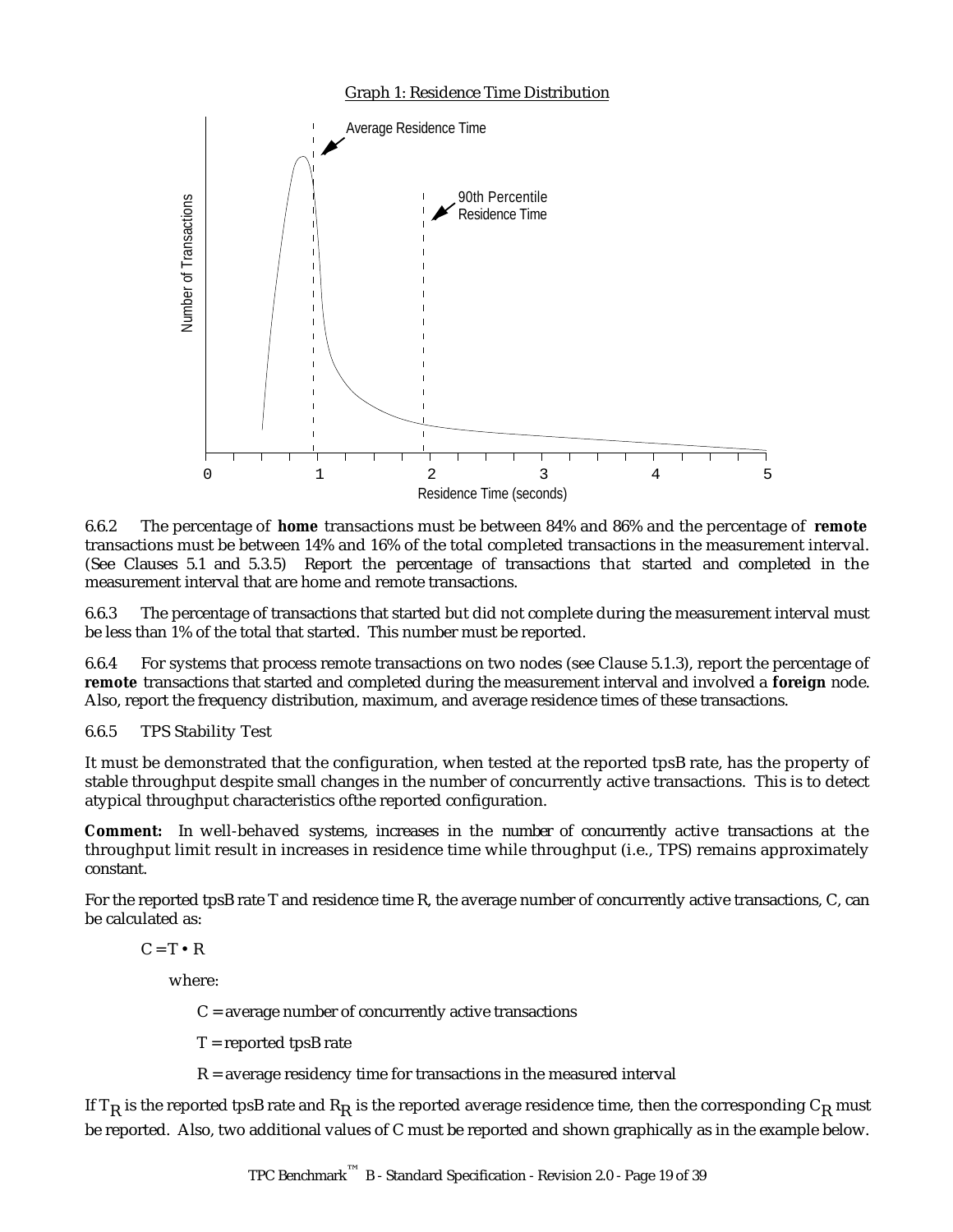Graph 1: Residence Time Distribution

6.6.2 The percentage of **home** transactions must be between 84% and 86% and the percentage of **remote** transactions must be between 14% and 16% of the total completed transactions in the measurement interval. (See Clauses 5.1 and 5.3.5) Report the percentage of transactions that started and completed in the measurement interval that are home and remote transactions.

6.6.3 The percentage of transactions that started but did not complete during the measurement interval must be less than 1% of the total that started. This number must be reported.

6.6.4 For systems that process remote transactions on two nodes (see Clause 5.1.3), report the percentage of **remote** transactions that started and completed during the measurement interval and involved a **foreign** node. Also, report the frequency distribution, maximum, and average residence times of these transactions.

6.6.5 TPS Stability Test

It must be demonstrated that the configuration, when tested at the reported tpsB rate, has the property of stable throughput despite small changes in the number of concurrently active transactions. This is to detect atypical throughput characteristics ofthe reported configuration.

**Comment:** In well-behaved systems, increases in the number of concurrently active transactions at the throughput limit result in increases in residence time while throughput (i.e., TPS) remains approximately constant.

For the reported tpsB rate T and residence time R, the average number of concurrently active transactions, C, can be calculated as:

$$C = T \cdot R$$

where:

C = average number of concurrently active transactions

T = reported tpsB rate

R = average residency time for transactions in the measured interval

If $T_R$ is the reported tpsB rate and $R_R$ is the reported average residence time, then the corresponding $C_R$ must be reported. Also, two additional values of C must be reported and shown graphically as in the example below.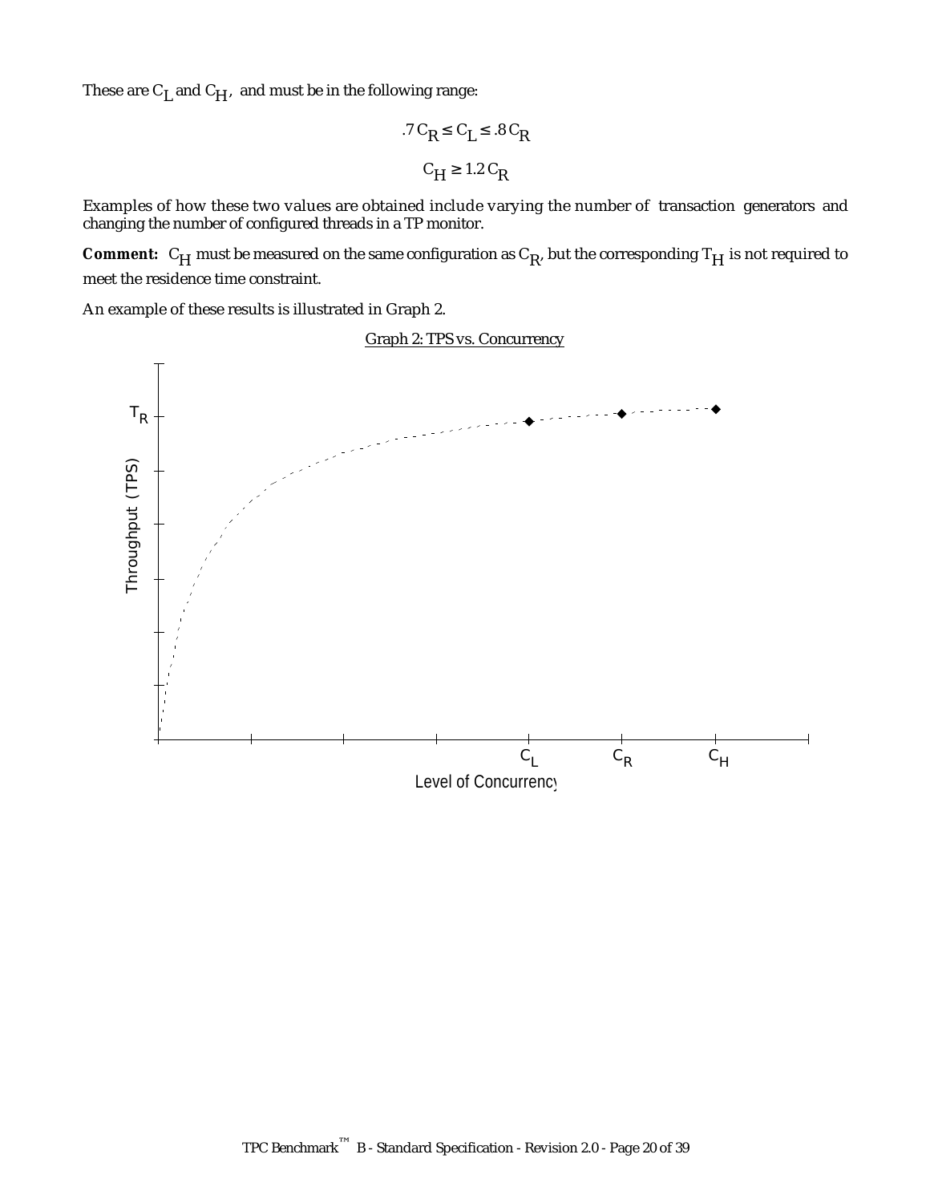These are $C_L$ and $C_H$, and must be in the following range:

$$.7\,C_R \leq C_L \leq .8\,C_R$$

$$C_H \geq 1.2\,C_R$$

Examples of how these two values are obtained include varying the number of transaction generators and changing the number of configured threads in a TP monitor.

**Comment:** $C_H$ must be measured on the same configuration as $C_R$, but the corresponding $T_H$ is not required to meet the residence time constraint.

An example of these results is illustrated in Graph 2.

Graph 2: TPS vs. Concurrency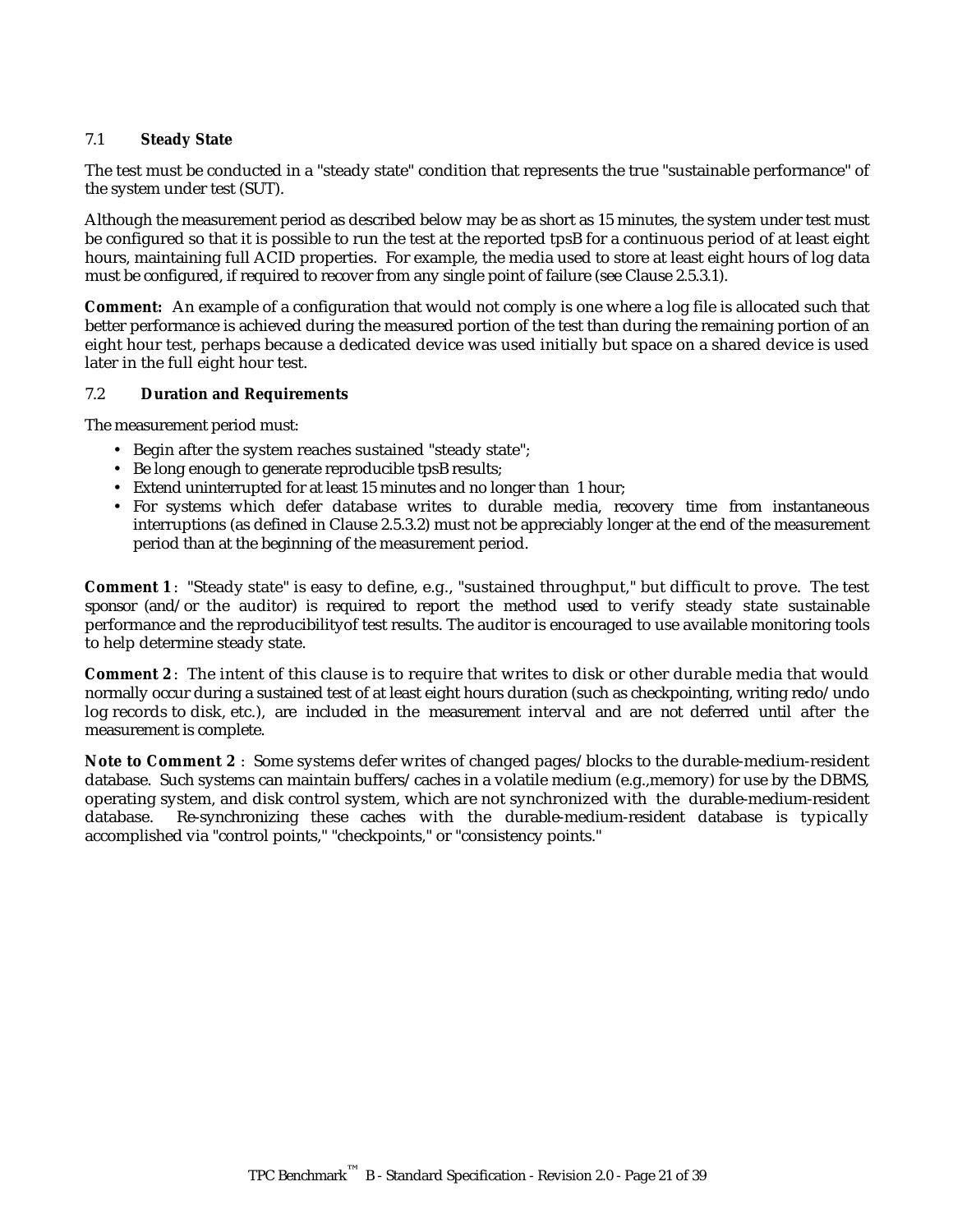### 7.1 Steady State

The test must be conducted in a "steady state" condition that represents the true "sustainable performance" of the system under test (SUT).

Although the measurement period as described below may be as short as 15 minutes, the system under test must be configured so that it is possible to run the test at the reported tpsB for a continuous period of at least eight hours, maintaining full ACID properties. For example, the media used to store at least eight hours of log data must be configured, if required to recover from any single point of failure (see Clause 2.5.3.1).

**Comment:** An example of a configuration that would not comply is one where a log file is allocated such that better performance is achieved during the measured portion of the test than during the remaining portion of an eight hour test, perhaps because a dedicated device was used initially but space on a shared device is used later in the full eight hour test.

### 7.2 Duration and Requirements

The measurement period must:

- Begin after the system reaches sustained "steady state";
- Be long enough to generate reproducible tpsB results;
- Extend uninterrupted for at least 15 minutes and no longer than 1 hour;
- For systems which defer database writes to durable media, recovery time from instantaneous interruptions (as defined in Clause 2.5.3.2) must not be appreciably longer at the end of the measurement period than at the beginning of the measurement period.

**Comment 1**: "Steady state" is easy to define, e.g., "sustained throughput," but difficult to prove. The test sponsor (and/or the auditor) is required to report the method used to verify steady state sustainable performance and the reproducibilityof test results. The auditor is encouraged to use available monitoring tools to help determine steady state.

**Comment 2**: The intent of this clause is to require that writes to disk or other durable media that would normally occur during a sustained test of at least eight hours duration (such as checkpointing, writing redo/undo log records to disk, etc.), are included in the measurement interval and are not deferred until after the measurement is complete.

**Note to Comment 2**: Some systems defer writes of changed pages/blocks to the durable-medium-resident database. Such systems can maintain buffers/caches in a volatile medium (e.g.,memory) for use by the DBMS, operating system, and disk control system, which are not synchronized with the durable-medium-resident database. Re-synchronizing these caches with the durable-medium-resident database is typically accomplished via "control points," "checkpoints," or "consistency points."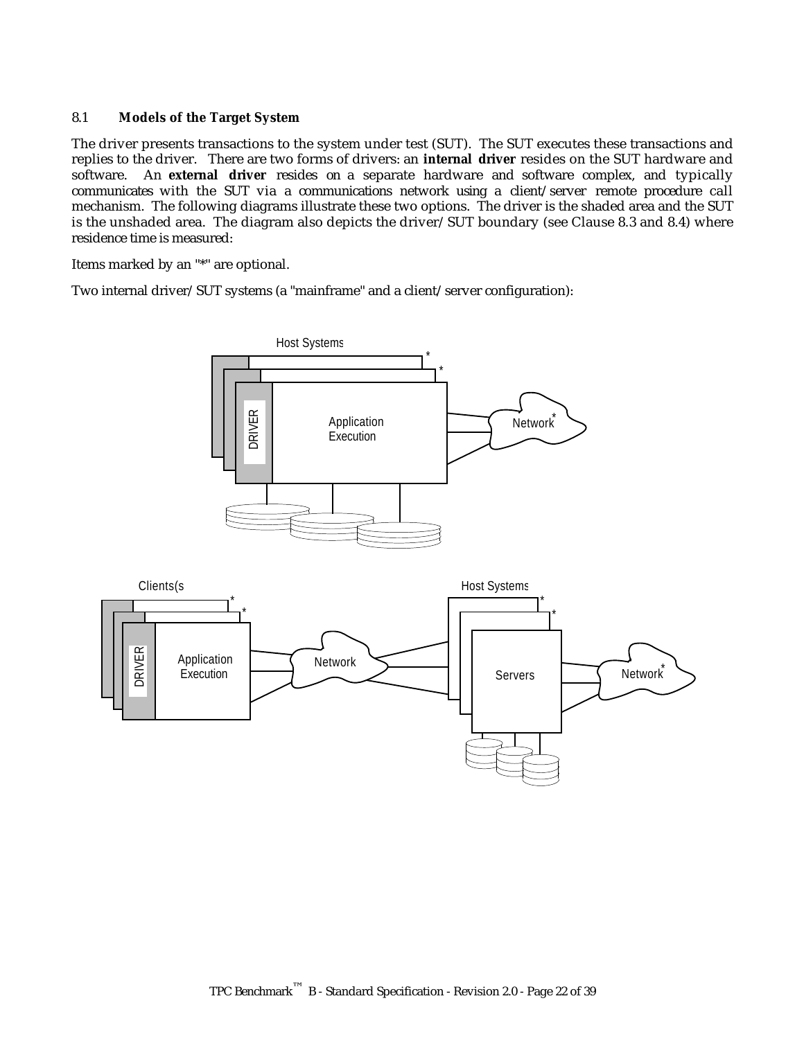### 8.1 Models of the Target System

The driver presents transactions to the system under test (SUT). The SUT executes these transactions and replies to the driver. There are two forms of drivers: an **internal driver** resides on the SUT hardware and software. An **external driver** resides on a separate hardware and software complex, and typically communicates with the SUT via a communications network using a client/server remote procedure call mechanism. The following diagrams illustrate these two options. The driver is the shaded area and the SUT is the unshaded area. The diagram also depicts the driver/SUT boundary (see Clause 8.3 and 8.4) where residence time is measured:

Items marked by an "*" are optional.

Two internal driver/SUT systems (a "mainframe" and a client/server configuration):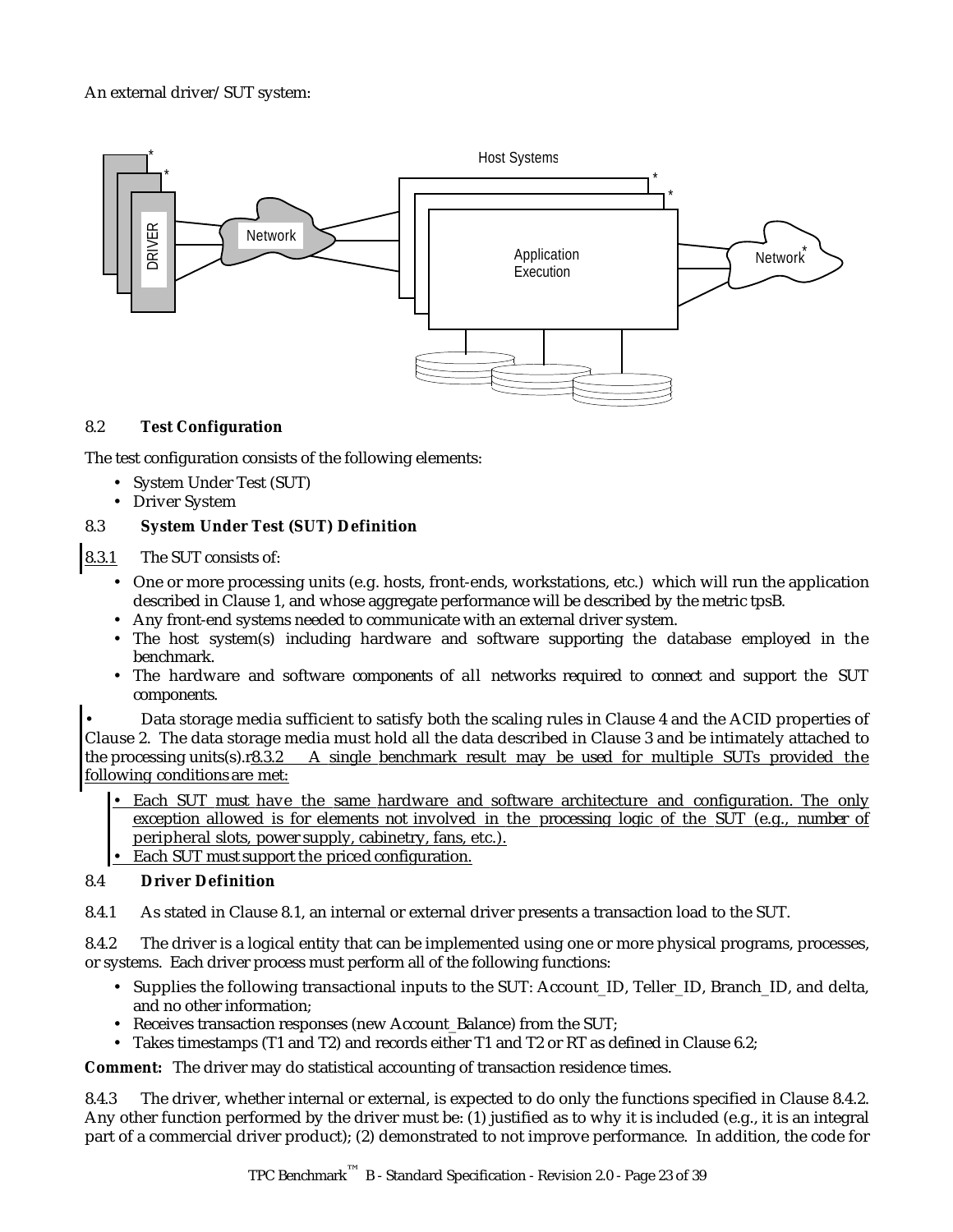An external driver/SUT system:

## 8.2 Test Configuration

The test configuration consists of the following elements:

- System Under Test (SUT)
- Driver System

## 8.3 System Under Test (SUT) Definition

8.3.1 The SUT consists of:

- One or more processing units (e.g. hosts, front-ends, workstations, etc.) which will run the application described in Clause 1, and whose aggregate performance will be described by the metric tpsB.
- Any front-end systems needed to communicate with an external driver system.
- The host system(s) including hardware and software supporting the database employed in the benchmark.
- The hardware and software components of all networks required to connect and support the SUT components.

• Data storage media sufficient to satisfy both the scaling rules in Clause 4 and the ACID properties of Clause 2. The data storage media must hold all the data described in Clause 3 and be intimately attached to the processing units(s).r8.3.2 A single benchmark result may be used for multiple SUTs provided the following conditions are met:

- Each SUT must have the same hardware and software architecture and configuration. The only exception allowed is for elements not involved in the processing logic of the SUT (e.g., number of peripheral slots, power supply, cabinetry, fans, etc.).
- Each SUT must support the priced configuration.

## 8.4 Driver Definition

8.4.1 As stated in Clause 8.1, an internal or external driver presents a transaction load to the SUT.

8.4.2 The driver is a logical entity that can be implemented using one or more physical programs, processes, or systems. Each driver process must perform all of the following functions:

- Supplies the following transactional inputs to the SUT: Account_ID, Teller_ID, Branch_ID, and delta, and no other information;
- Receives transaction responses (new Account_Balance) from the SUT;
- Takes timestamps (T1 and T2) and records either T1 and T2 or RT as defined in Clause 6.2;

**Comment:** The driver may do statistical accounting of transaction residence times.

8.4.3 The driver, whether internal or external, is expected to do only the functions specified in Clause 8.4.2. Any other function performed by the driver must be: (1) justified as to why it is included (e.g., it is an integral part of a commercial driver product); (2) demonstrated to not improve performance. In addition, the code for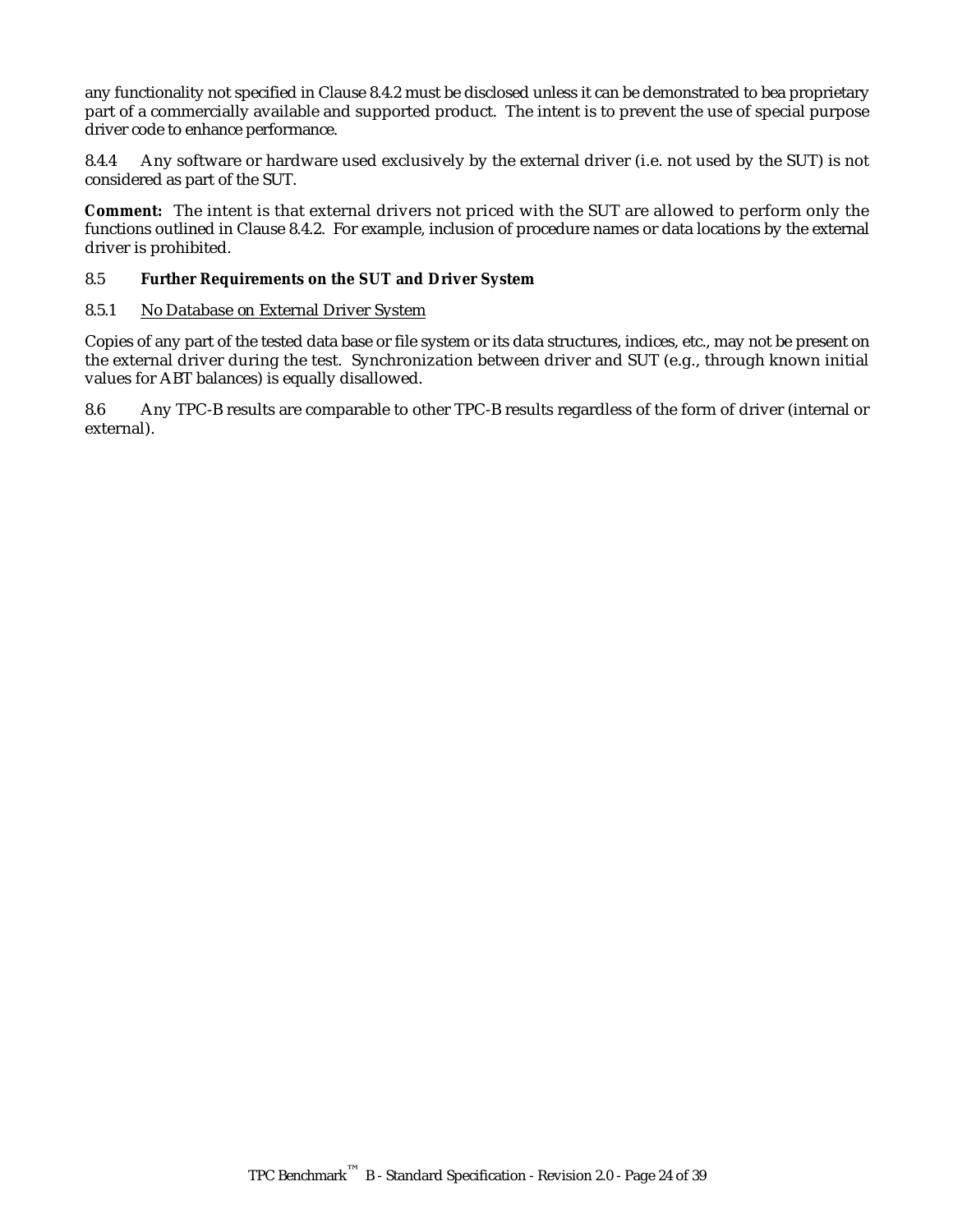any functionality not specified in Clause 8.4.2 must be disclosed unless it can be demonstrated to bea proprietary part of a commercially available and supported product. The intent is to prevent the use of special purpose driver code to enhance performance.

8.4.4 Any software or hardware used exclusively by the external driver (i.e. not used by the SUT) is not considered as part of the SUT.

**Comment:** The intent is that external drivers not priced with the SUT are allowed to perform only the functions outlined in Clause 8.4.2. For example, inclusion of procedure names or data locations by the external driver is prohibited.

### 8.5 Further Requirements on the SUT and Driver System

#### 8.5.1 No Database on External Driver System

Copies of any part of the tested data base or file system or its data structures, indices, etc., may not be present on the external driver during the test. Synchronization between driver and SUT (e.g., through known initial values for ABT balances) is equally disallowed.

8.6 Any TPC-B results are comparable to other TPC-B results regardless of the form of driver (internal or external).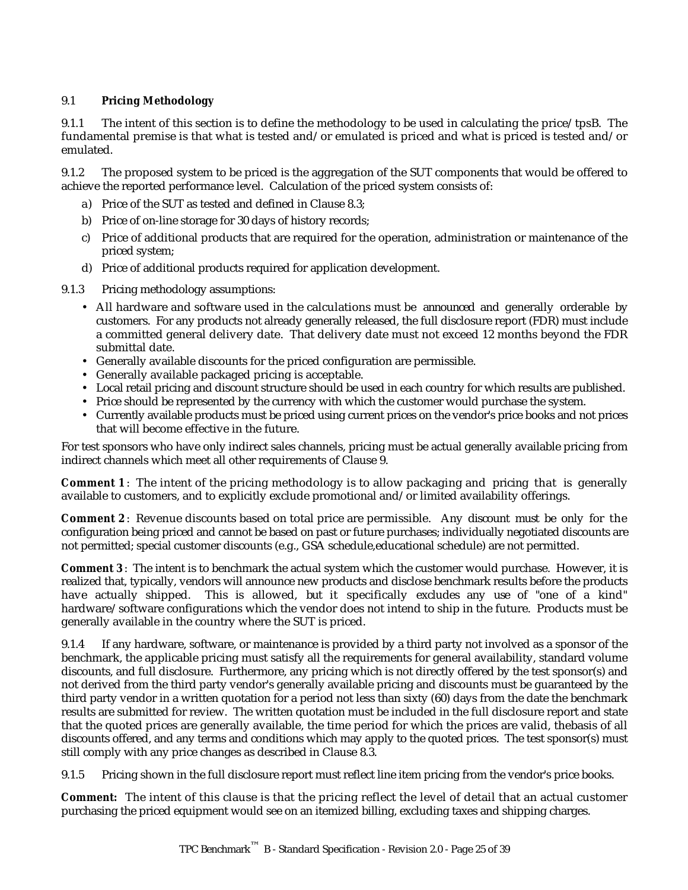## 9.1 **Pricing Methodology**

9.1.1 The intent of this section is to define the methodology to be used in calculating the price/tpsB. The fundamental premise is that what is tested and/or emulated is priced and what is priced is tested and/or emulated.

9.1.2 The proposed system to be priced is the aggregation of the SUT components that would be offered to achieve the reported performance level. Calculation of the priced system consists of:

a) Price of the SUT as tested and defined in Clause 8.3;
b) Price of on-line storage for 30 days of history records;
c) Price of additional products that are required for the operation, administration or maintenance of the priced system;
d) Price of additional products required for application development.

9.1.3 Pricing methodology assumptions:

- All hardware and software used in the calculations must be announced and generally orderable by customers. For any products not already generally released, the full disclosure report (FDR) must include a committed general delivery date. That delivery date must not exceed 12 months beyond the FDR submittal date.
- Generally available discounts for the priced configuration are permissible.
- Generally available packaged pricing is acceptable.
- Local retail pricing and discount structure should be used in each country for which results are published.
- Price should be represented by the currency with which the customer would purchase the system.
- Currently available products must be priced using current prices on the vendor's price books and not prices that will become effective in the future.

For test sponsors who have only indirect sales channels, pricing must be actual generally available pricing from indirect channels which meet all other requirements of Clause 9.

**Comment 1**: The intent of the pricing methodology is to allow packaging and pricing that is generally available to customers, and to explicitly exclude promotional and/or limited availability offerings.

**Comment 2**: Revenue discounts based on total price are permissible. Any discount must be only for the configuration being priced and cannot be based on past or future purchases; individually negotiated discounts are not permitted; special customer discounts (e.g., GSA schedule,educational schedule) are not permitted.

**Comment 3**: The intent is to benchmark the actual system which the customer would purchase. However, it is realized that, typically, vendors will announce new products and disclose benchmark results before the products have actually shipped. This is allowed, but it specifically excludes any use of "one of a kind" hardware/software configurations which the vendor does not intend to ship in the future. Products must be generally available in the country where the SUT is priced.

9.1.4 If any hardware, software, or maintenance is provided by a third party not involved as a sponsor of the benchmark, the applicable pricing must satisfy all the requirements for general availability, standard volume discounts, and full disclosure. Furthermore, any pricing which is not directly offered by the test sponsor(s) and not derived from the third party vendor's generally available pricing and discounts must be guaranteed by the third party vendor in a written quotation for a period not less than sixty (60) days from the date the benchmark results are submitted for review. The written quotation must be included in the full disclosure report and state that the quoted prices are generally available, the time period for which the prices are valid, thebasis of all discounts offered, and any terms and conditions which may apply to the quoted prices. The test sponsor(s) must still comply with any price changes as described in Clause 8.3.

9.1.5 Pricing shown in the full disclosure report must reflect line item pricing from the vendor's price books.

**Comment:** The intent of this clause is that the pricing reflect the level of detail that an actual customer purchasing the priced equipment would see on an itemized billing, excluding taxes and shipping charges.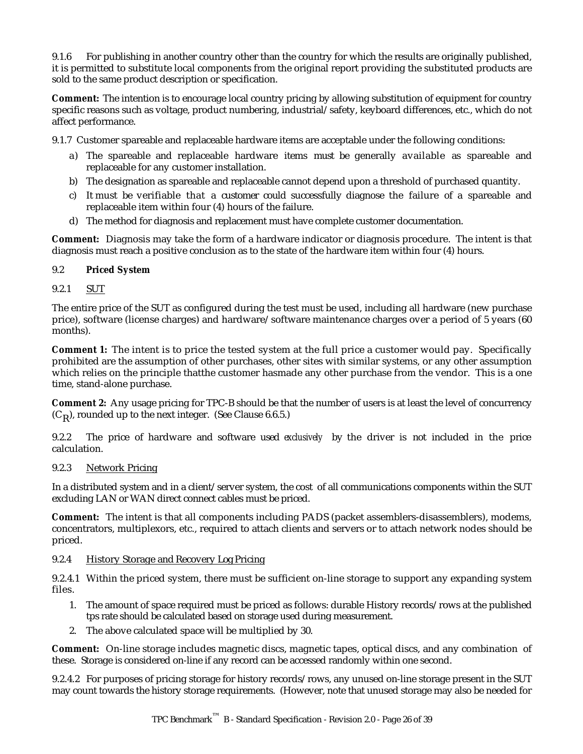9.1.6 For publishing in another country other than the country for which the results are originally published, it is permitted to substitute local components from the original report providing the substituted products are sold to the same product description or specification.

**Comment:** The intention is to encourage local country pricing by allowing substitution of equipment for country specific reasons such as voltage, product numbering, industrial/safety, keyboard differences, etc., which do not affect performance.

9.1.7 Customer spareable and replaceable hardware items are acceptable under the following conditions:

a) The spareable and replaceable hardware items must be generally available as spareable and replaceable for any customer installation.
b) The designation as spareable and replaceable cannot depend upon a threshold of purchased quantity.
c) It must be verifiable that a customer could successfully diagnose the failure of a spareable and replaceable item within four (4) hours of the failure.
d) The method for diagnosis and replacement must have complete customer documentation.

**Comment:** Diagnosis may take the form of a hardware indicator or diagnosis procedure. The intent is that diagnosis must reach a positive conclusion as to the state of the hardware item within four (4) hours.

## 9.2 Priced System

### 9.2.1 SUT

The entire price of the SUT as configured during the test must be used, including all hardware (new purchase price), software (license charges) and hardware/software maintenance charges over a period of 5 years (60 months).

**Comment 1:** The intent is to price the tested system at the full price a customer would pay. Specifically prohibited are the assumption of other purchases, other sites with similar systems, or any other assumption which relies on the principle thatthe customer hasmade any other purchase from the vendor. This is a one time, stand-alone purchase.

**Comment 2:** Any usage pricing for TPC-B should be that the number of users is at least the level of concurrency ($C_R$), rounded up to the next integer. (See Clause 6.6.5.)

9.2.2 The price of hardware and software used *exclusively* by the driver is not included in the price calculation.

### 9.2.3 Network Pricing

In a distributed system and in a client/server system, the cost of all communications components within the SUT excluding LAN or WAN direct connect cables must be priced.

**Comment:** The intent is that all components including PADS (packet assemblers-disassemblers), modems, concentrators, multiplexors, etc., required to attach clients and servers or to attach network nodes should be priced.

### 9.2.4 History Storage and Recovery Log Pricing

9.2.4.1 Within the priced system, there must be sufficient on-line storage to support any expanding system files.

1. The amount of space required must be priced as follows: durable History records/rows at the published tps rate should be calculated based on storage used during measurement.
2. The above calculated space will be multiplied by 30.

**Comment:** On-line storage includes magnetic discs, magnetic tapes, optical discs, and any combination of these. Storage is considered on-line if any record can be accessed randomly within one second.

9.2.4.2 For purposes of pricing storage for history records/rows, any unused on-line storage present in the SUT may count towards the history storage requirements. (However, note that unused storage may also be needed for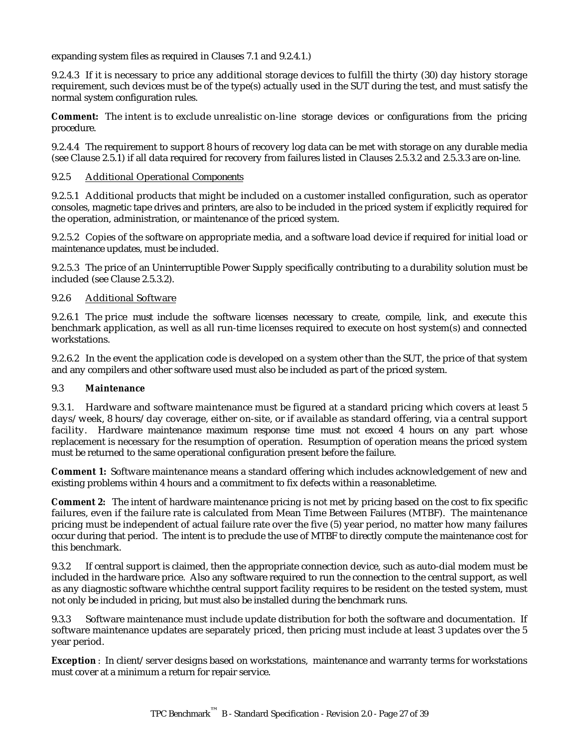expanding system files as required in Clauses 7.1 and 9.2.4.1.)

9.2.4.3 If it is necessary to price any additional storage devices to fulfill the thirty (30) day history storage requirement, such devices must be of the type(s) actually used in the SUT during the test, and must satisfy the normal system configuration rules.

**Comment:** The intent is to exclude unrealistic on-line storage devices or configurations from the pricing procedure.

9.2.4.4 The requirement to support 8 hours of recovery log data can be met with storage on any durable media (see Clause 2.5.1) if all data required for recovery from failures listed in Clauses 2.5.3.2 and 2.5.3.3 are on-line.

9.2.5 Additional Operational Components

9.2.5.1 Additional products that might be included on a customer installed configuration, such as operator consoles, magnetic tape drives and printers, are also to be included in the priced system if explicitly required for the operation, administration, or maintenance of the priced system.

9.2.5.2 Copies of the software on appropriate media, and a software load device if required for initial load or maintenance updates, must be included.

9.2.5.3 The price of an Uninterruptible Power Supply specifically contributing to a durability solution must be included (see Clause 2.5.3.2).

9.2.6 Additional Software

9.2.6.1 The price must include the software licenses necessary to create, compile, link, and execute this benchmark application, as well as all run-time licenses required to execute on host system(s) and connected workstations.

9.2.6.2 In the event the application code is developed on a system other than the SUT, the price of that system and any compilers and other software used must also be included as part of the priced system.

### 9.3 Maintenance

9.3.1. Hardware and software maintenance must be figured at a standard pricing which covers at least 5 days/week, 8 hours/day coverage, either on-site, or if available as standard offering, via a central support facility. Hardware maintenance maximum response time must not exceed 4 hours on any part whose replacement is necessary for the resumption of operation. Resumption of operation means the priced system must be returned to the same operational configuration present before the failure.

**Comment 1:** Software maintenance means a standard offering which includes acknowledgement of new and existing problems within 4 hours and a commitment to fix defects within a reasonabletime.

**Comment 2:** The intent of hardware maintenance pricing is not met by pricing based on the cost to fix specific failures, even if the failure rate is calculated from Mean Time Between Failures (MTBF). The maintenance pricing must be independent of actual failure rate over the five (5) year period, no matter how many failures occur during that period. The intent is to preclude the use of MTBF to directly compute the maintenance cost for this benchmark.

9.3.2 If central support is claimed, then the appropriate connection device, such as auto-dial modem must be included in the hardware price. Also any software required to run the connection to the central support, as well as any diagnostic software whichthe central support facility requires to be resident on the tested system, must not only be included in pricing, but must also be installed during the benchmark runs.

9.3.3 Software maintenance must include update distribution for both the software and documentation. If software maintenance updates are separately priced, then pricing must include at least 3 updates over the 5 year period.

**Exception** : In client/server designs based on workstations, maintenance and warranty terms for workstations must cover at a minimum a return for repair service.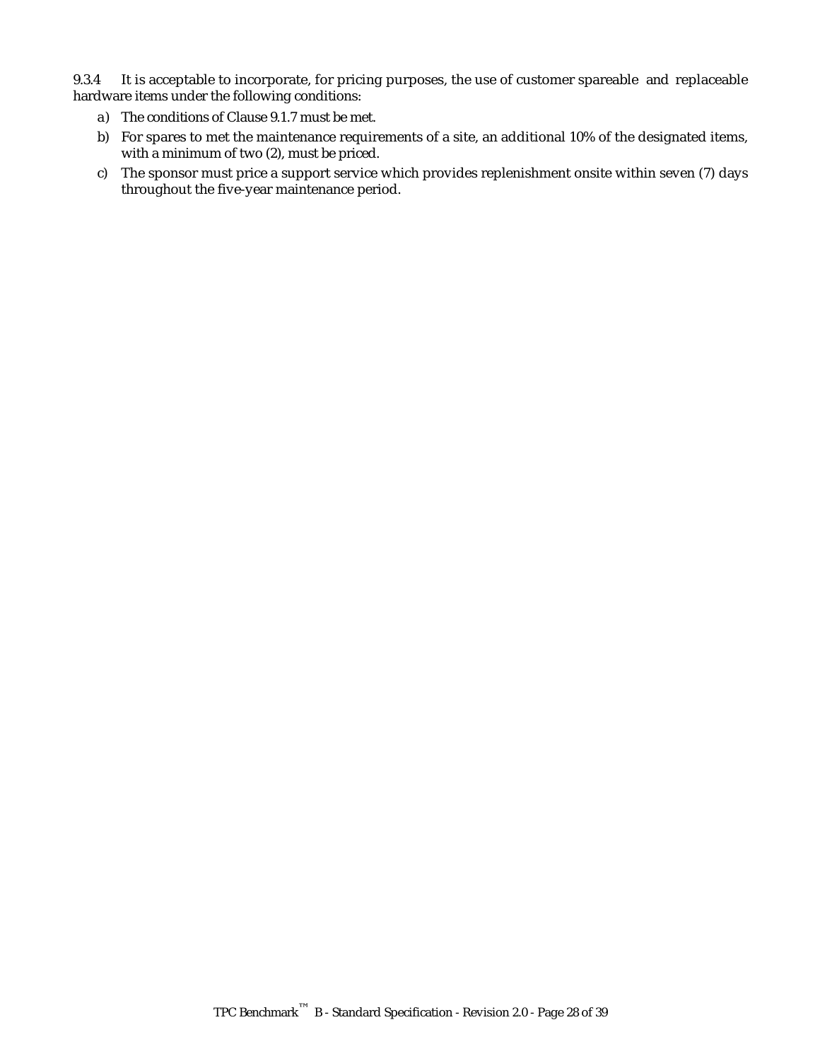9.3.4 It is acceptable to incorporate, for pricing purposes, the use of customer spareable and replaceable hardware items under the following conditions:

a) The conditions of Clause 9.1.7 must be met.

b) For spares to met the maintenance requirements of a site, an additional 10% of the designated items, with a minimum of two (2), must be priced.

c) The sponsor must price a support service which provides replenishment onsite within seven (7) days throughout the five-year maintenance period.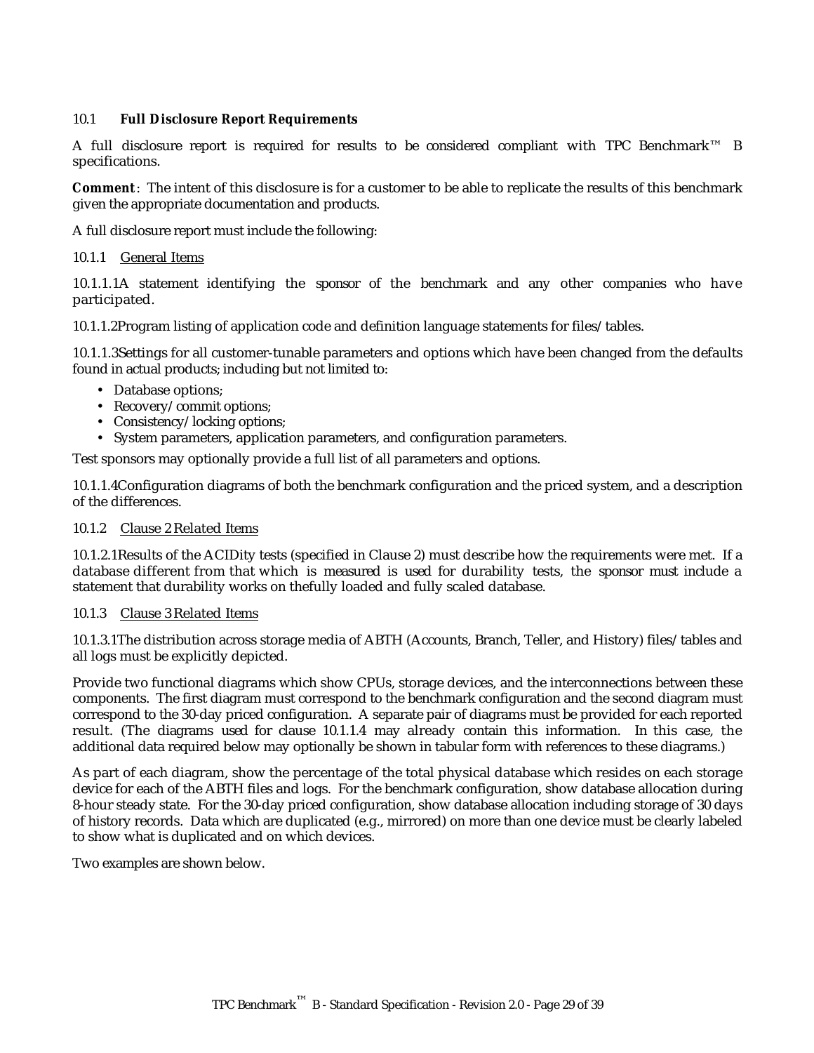## 10.1 **Full Disclosure Report Requirements**

A full disclosure report is required for results to be considered compliant with TPC Benchmark™ B specifications.

**Comment**: The intent of this disclosure is for a customer to be able to replicate the results of this benchmark given the appropriate documentation and products.

A full disclosure report must include the following:

### 10.1.1 General Items

10.1.1.1A statement identifying the sponsor of the benchmark and any other companies who have participated.

10.1.1.2Program listing of application code and definition language statements for files/tables.

10.1.1.3Settings for all customer-tunable parameters and options which have been changed from the defaults found in actual products; including but not limited to:

- Database options;
- Recovery/commit options;
- Consistency/locking options;
- System parameters, application parameters, and configuration parameters.

Test sponsors may optionally provide a full list of all parameters and options.

10.1.1.4Configuration diagrams of both the benchmark configuration and the priced system, and a description of the differences.

### 10.1.2 Clause 2 Related Items

10.1.2.1Results of the ACIDity tests (specified in Clause 2) must describe how the requirements were met. If a database different from that which is measured is used for durability tests, the sponsor must include a statement that durability works on thefully loaded and fully scaled database.

### 10.1.3 Clause 3 Related Items

10.1.3.1The distribution across storage media of ABTH (Accounts, Branch, Teller, and History) files/tables and all logs must be explicitly depicted.

Provide two functional diagrams which show CPUs, storage devices, and the interconnections between these components. The first diagram must correspond to the benchmark configuration and the second diagram must correspond to the 30-day priced configuration. A separate pair of diagrams must be provided for each reported result. (The diagrams used for clause 10.1.1.4 may already contain this information. In this case, the additional data required below may optionally be shown in tabular form with references to these diagrams.)

As part of each diagram, show the percentage of the total physical database which resides on each storage device for each of the ABTH files and logs. For the benchmark configuration, show database allocation during 8-hour steady state. For the 30-day priced configuration, show database allocation including storage of 30 days of history records. Data which are duplicated (e.g., mirrored) on more than one device must be clearly labeled to show what is duplicated and on which devices.

Two examples are shown below.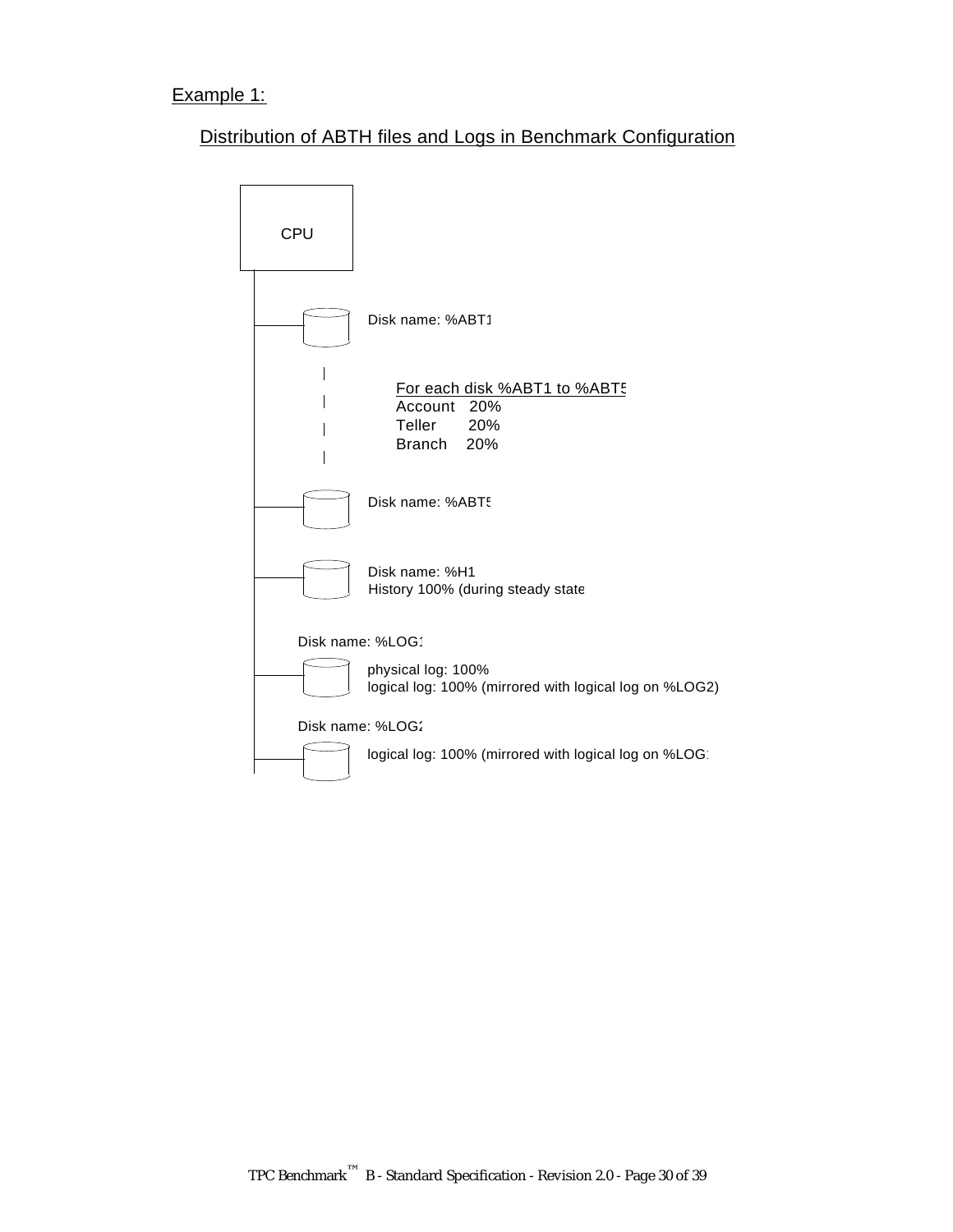Example 1:

Distribution of ABTH files and Logs in Benchmark Configuration

CPU

Disk name: %ABT1

For each disk %ABT1 to %ABT5
Account 20%
Teller 20%
Branch 20%

Disk name: %ABT5

Disk name: %H1
History 100% (during steady state

Disk name: %LOG1
physical log: 100%
logical log: 100% (mirrored with logical log on %LOG2)

Disk name: %LOG2
logical log: 100% (mirrored with logical log on %LOG1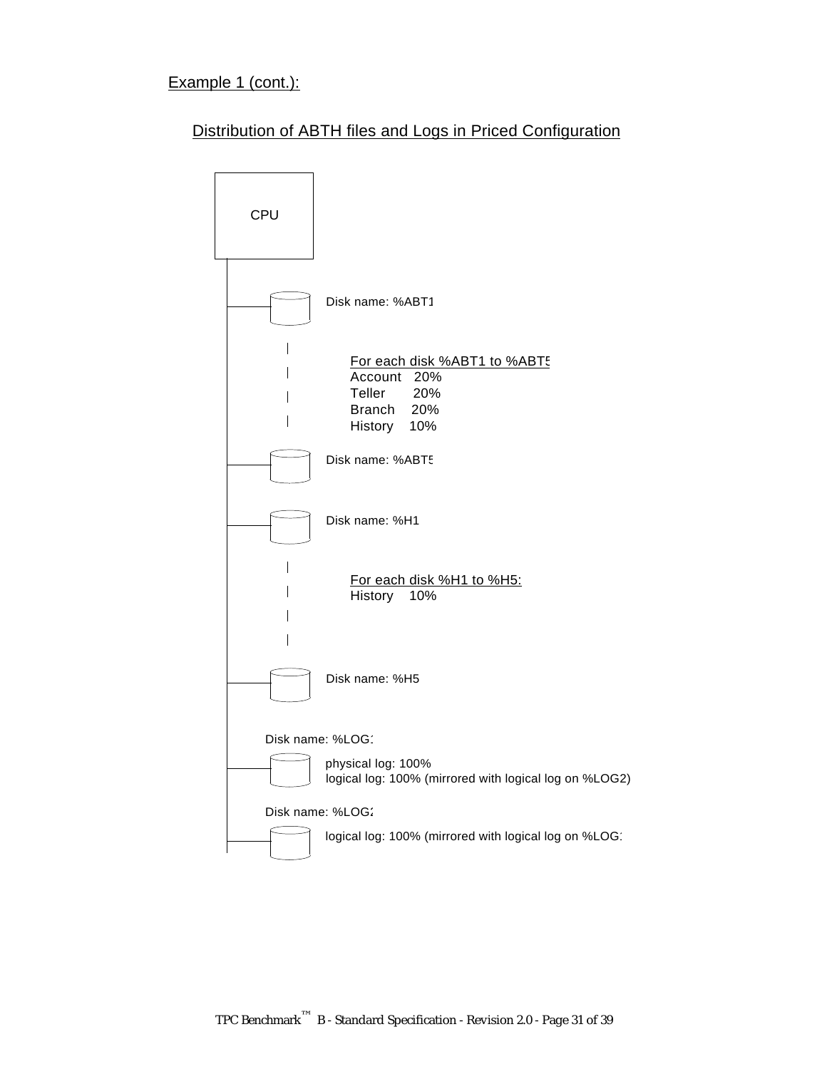Example 1 (cont.):

Distribution of ABTH files and Logs in Priced Configuration

CPU

Disk name: %ABT1

For each disk %ABT1 to %ABT5
Account 20%
Teller 20%
Branch 20%
History 10%

Disk name: %ABT5

Disk name: %H1

For each disk %H1 to %H5:
History 10%

Disk name: %H5

Disk name: %LOG1

physical log: 100%
logical log: 100% (mirrored with logical log on %LOG2)

Disk name: %LOG2

logical log: 100% (mirrored with logical log on %LOG1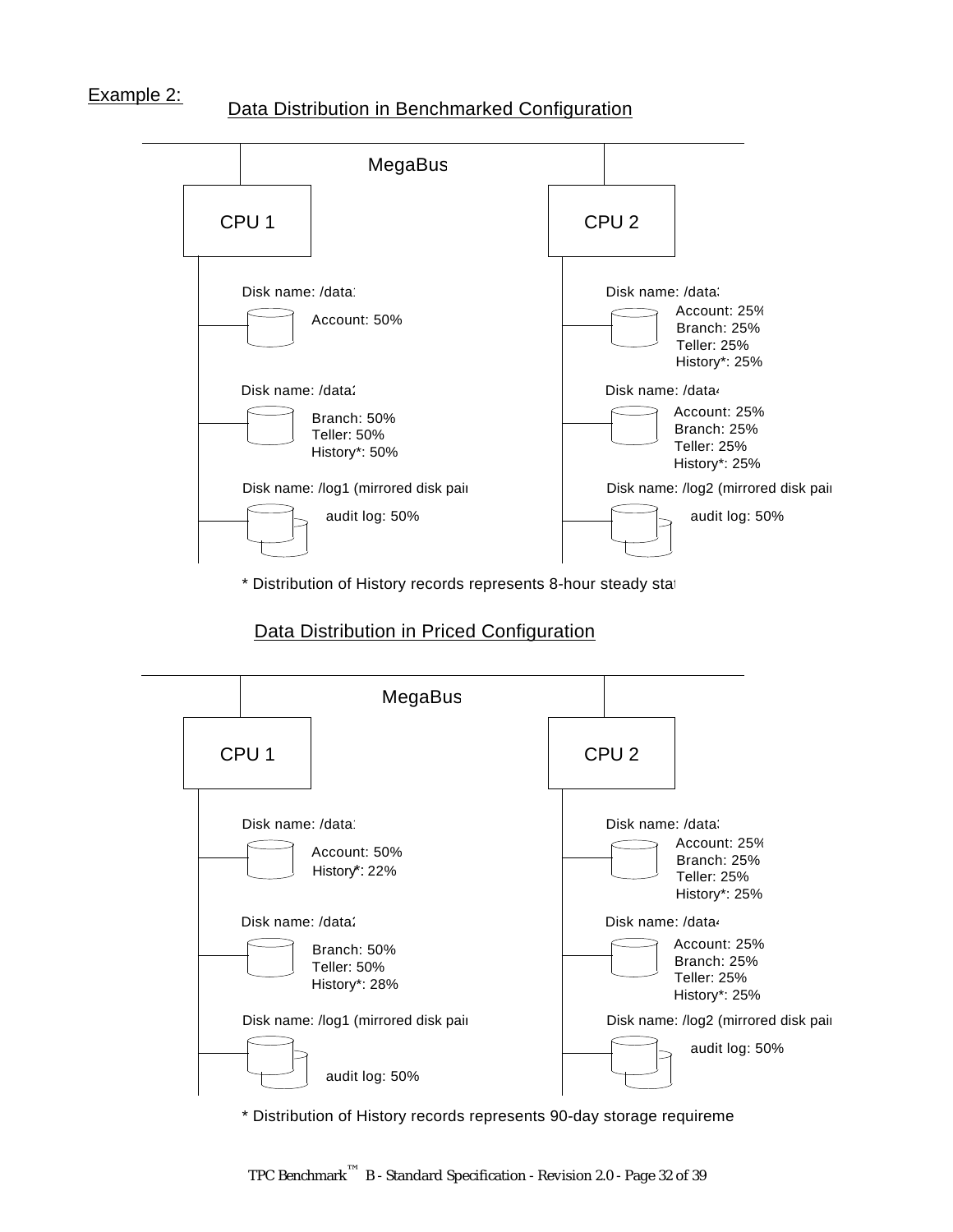Example 2:

Data Distribution in Benchmarked Configuration

MegaBus

CPU 1

Disk name: /data1
Account: 50%

Disk name: /data2
Branch: 50%
Teller: 50%
History*: 50%

Disk name: /log1 (mirrored disk pair)
audit log: 50%

CPU 2

Disk name: /data3
Account: 25%
Branch: 25%
Teller: 25%
History*: 25%

Disk name: /data4
Account: 25%
Branch: 25%
Teller: 25%
History*: 25%

Disk name: /log2 (mirrored disk pair)
audit log: 50%

* Distribution of History records represents 8-hour steady state

Data Distribution in Priced Configuration

MegaBus

CPU 1

Disk name: /data1
Account: 50%
History*: 22%

Disk name: /data2
Branch: 50%
Teller: 50%
History*: 28%

Disk name: /log1 (mirrored disk pair)
audit log: 50%

CPU 2

Disk name: /data3
Account: 25%
Branch: 25%
Teller: 25%
History*: 25%

Disk name: /data4
Account: 25%
Branch: 25%
Teller: 25%
History*: 25%

Disk name: /log2 (mirrored disk pair)
audit log: 50%

* Distribution of History records represents 90-day storage requirement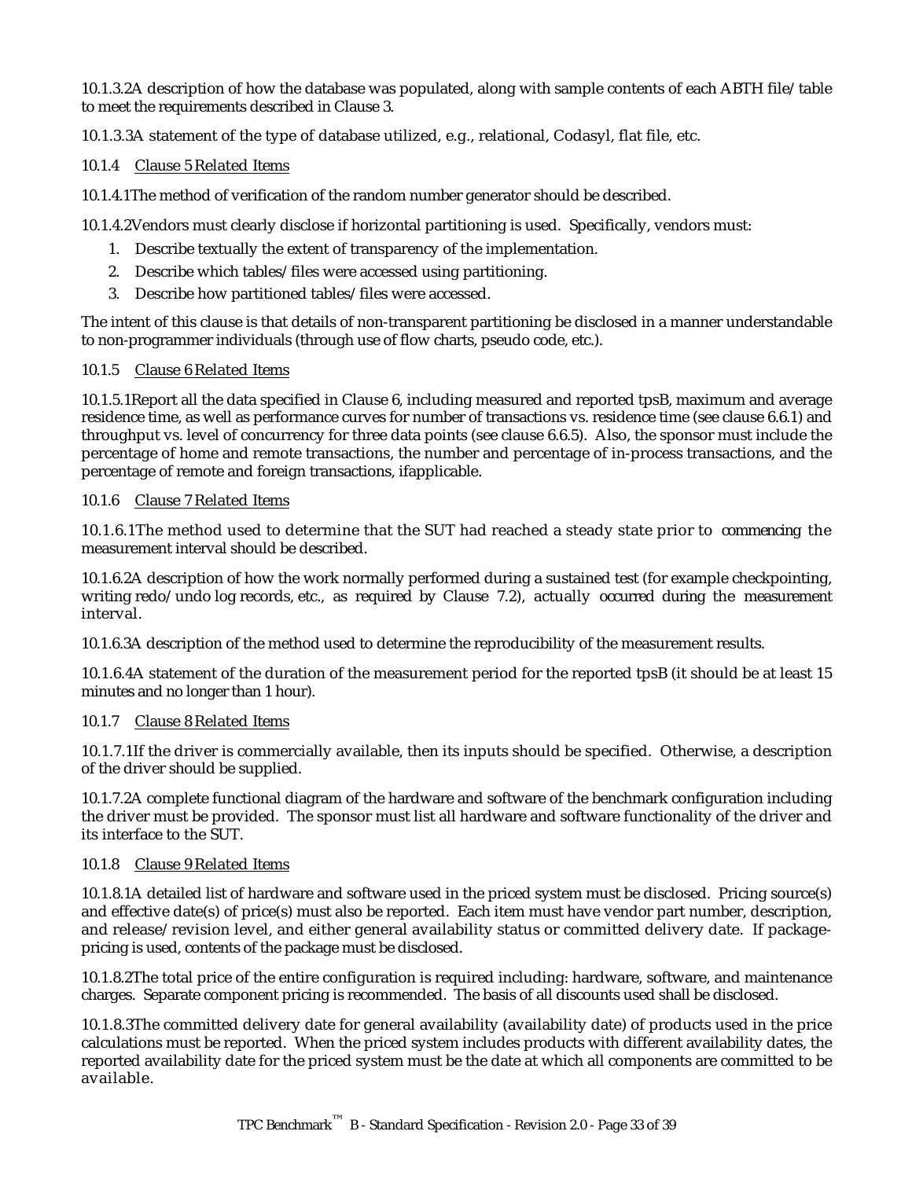10.1.3.2A description of how the database was populated, along with sample contents of each ABTH file/table to meet the requirements described in Clause 3.

10.1.3.3A statement of the type of database utilized, e.g., relational, Codasyl, flat file, etc.

10.1.4 Clause 5 Related Items

10.1.4.1The method of verification of the random number generator should be described.

10.1.4.2Vendors must clearly disclose if horizontal partitioning is used. Specifically, vendors must:

1. Describe textually the extent of transparency of the implementation.
2. Describe which tables/files were accessed using partitioning.
3. Describe how partitioned tables/files were accessed.

The intent of this clause is that details of non-transparent partitioning be disclosed in a manner understandable to non-programmer individuals (through use of flow charts, pseudo code, etc.).

10.1.5 Clause 6 Related Items

10.1.5.1Report all the data specified in Clause 6, including measured and reported tpsB, maximum and average residence time, as well as performance curves for number of transactions vs. residence time (see clause 6.6.1) and throughput vs. level of concurrency for three data points (see clause 6.6.5). Also, the sponsor must include the percentage of home and remote transactions, the number and percentage of in-process transactions, and the percentage of remote and foreign transactions, ifapplicable.

10.1.6 Clause 7 Related Items

10.1.6.1The method used to determine that the SUT had reached a steady state prior to commencing the measurement interval should be described.

10.1.6.2A description of how the work normally performed during a sustained test (for example checkpointing, writing redo/undo log records, etc., as required by Clause 7.2), actually occurred during the measurement interval.

10.1.6.3A description of the method used to determine the reproducibility of the measurement results.

10.1.6.4A statement of the duration of the measurement period for the reported tpsB (it should be at least 15 minutes and no longer than 1 hour).

10.1.7 Clause 8 Related Items

10.1.7.1If the driver is commercially available, then its inputs should be specified. Otherwise, a description of the driver should be supplied.

10.1.7.2A complete functional diagram of the hardware and software of the benchmark configuration including the driver must be provided. The sponsor must list all hardware and software functionality of the driver and its interface to the SUT.

10.1.8 Clause 9 Related Items

10.1.8.1A detailed list of hardware and software used in the priced system must be disclosed. Pricing source(s) and effective date(s) of price(s) must also be reported. Each item must have vendor part number, description, and release/revision level, and either general availability status or committed delivery date. If package-pricing is used, contents of the package must be disclosed.

10.1.8.2The total price of the entire configuration is required including: hardware, software, and maintenance charges. Separate component pricing is recommended. The basis of all discounts used shall be disclosed.

10.1.8.3The committed delivery date for general availability (availability date) of products used in the price calculations must be reported. When the priced system includes products with different availability dates, the reported availability date for the priced system must be the date at which all components are committed to be available.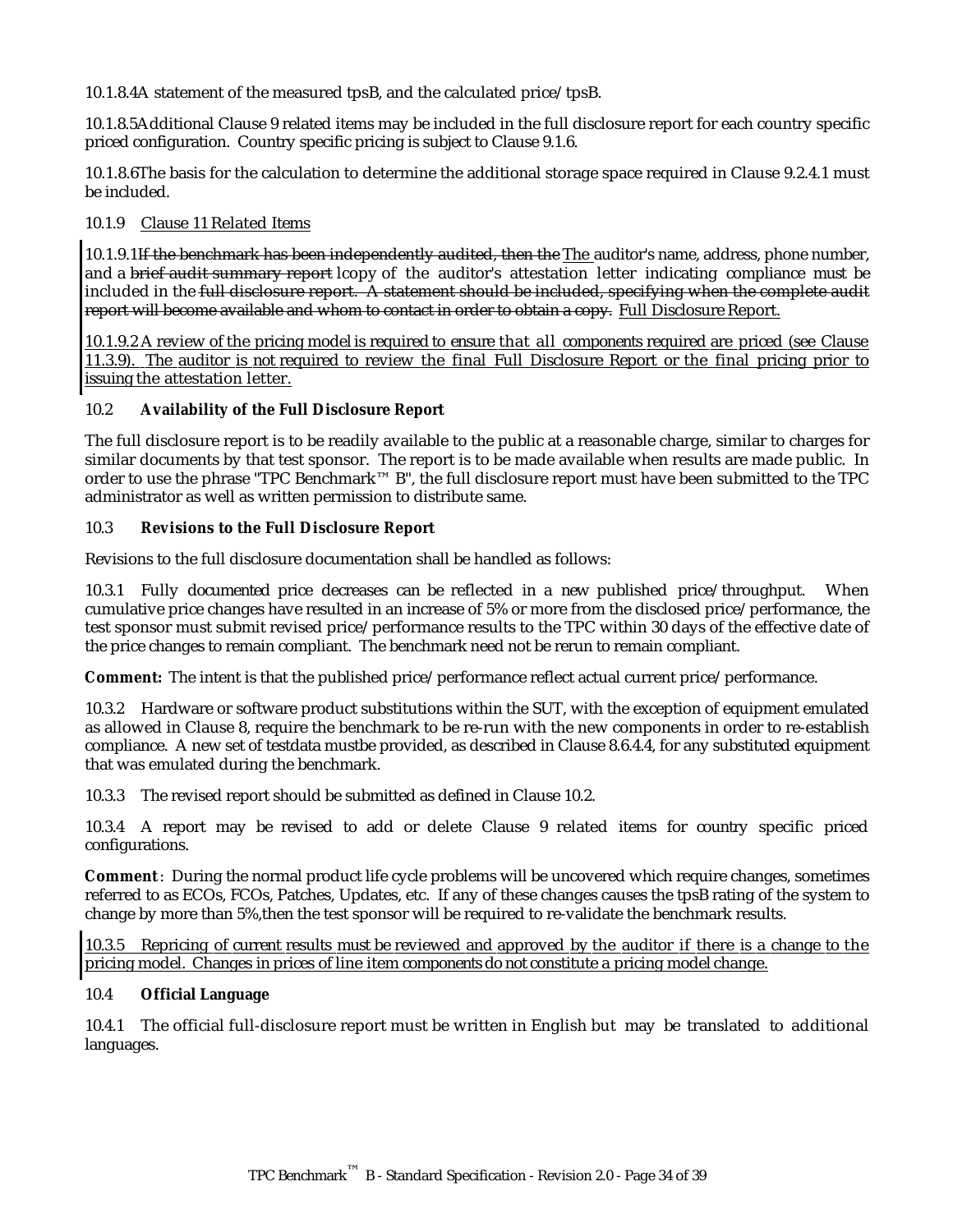10.1.8.4A statement of the measured tpsB, and the calculated price/tpsB.

10.1.8.5Additional Clause 9 related items may be included in the full disclosure report for each country specific priced configuration. Country specific pricing is subject to Clause 9.1.6.

10.1.8.6The basis for the calculation to determine the additional storage space required in Clause 9.2.4.1 must be included.

10.1.9 Clause 11 Related Items

10.1.9.1~~If the benchmark has been independently audited, then the~~ The auditor's name, address, phone number, and a ~~brief audit summary report~~ lcopy of the auditor's attestation letter indicating compliance must be included in the ~~full disclosure report. A statement should be included, specifying when the complete audit report will become available and whom to contact in order to obtain a copy.~~ Full Disclosure Report.

10.1.9.2 A review of the pricing model is required to ensure that all components required are priced (see Clause 11.3.9). The auditor is not required to review the final Full Disclosure Report or the final pricing prior to issuing the attestation letter.

## 10.2 Availability of the Full Disclosure Report

The full disclosure report is to be readily available to the public at a reasonable charge, similar to charges for similar documents by that test sponsor. The report is to be made available when results are made public. In order to use the phrase "TPC Benchmark™ B", the full disclosure report must have been submitted to the TPC administrator as well as written permission to distribute same.

## 10.3 Revisions to the Full Disclosure Report

Revisions to the full disclosure documentation shall be handled as follows:

10.3.1 Fully documented price decreases can be reflected in a new published price/throughput. When cumulative price changes have resulted in an increase of 5% or more from the disclosed price/performance, the test sponsor must submit revised price/performance results to the TPC within 30 days of the effective date of the price changes to remain compliant. The benchmark need not be rerun to remain compliant.

**Comment:** The intent is that the published price/performance reflect actual current price/performance.

10.3.2 Hardware or software product substitutions within the SUT, with the exception of equipment emulated as allowed in Clause 8, require the benchmark to be re-run with the new components in order to re-establish compliance. A new set of testdata mustbe provided, as described in Clause 8.6.4.4, for any substituted equipment that was emulated during the benchmark.

10.3.3 The revised report should be submitted as defined in Clause 10.2.

10.3.4 A report may be revised to add or delete Clause 9 related items for country specific priced configurations.

**Comment**: During the normal product life cycle problems will be uncovered which require changes, sometimes referred to as ECOs, FCOs, Patches, Updates, etc. If any of these changes causes the tpsB rating of the system to change by more than 5%,then the test sponsor will be required to re-validate the benchmark results.

10.3.5 Repricing of current results must be reviewed and approved by the auditor if there is a change to the pricing model. Changes in prices of line item components do not constitute a pricing model change.

## 10.4 Official Language

10.4.1 The official full-disclosure report must be written in English but may be translated to additional languages.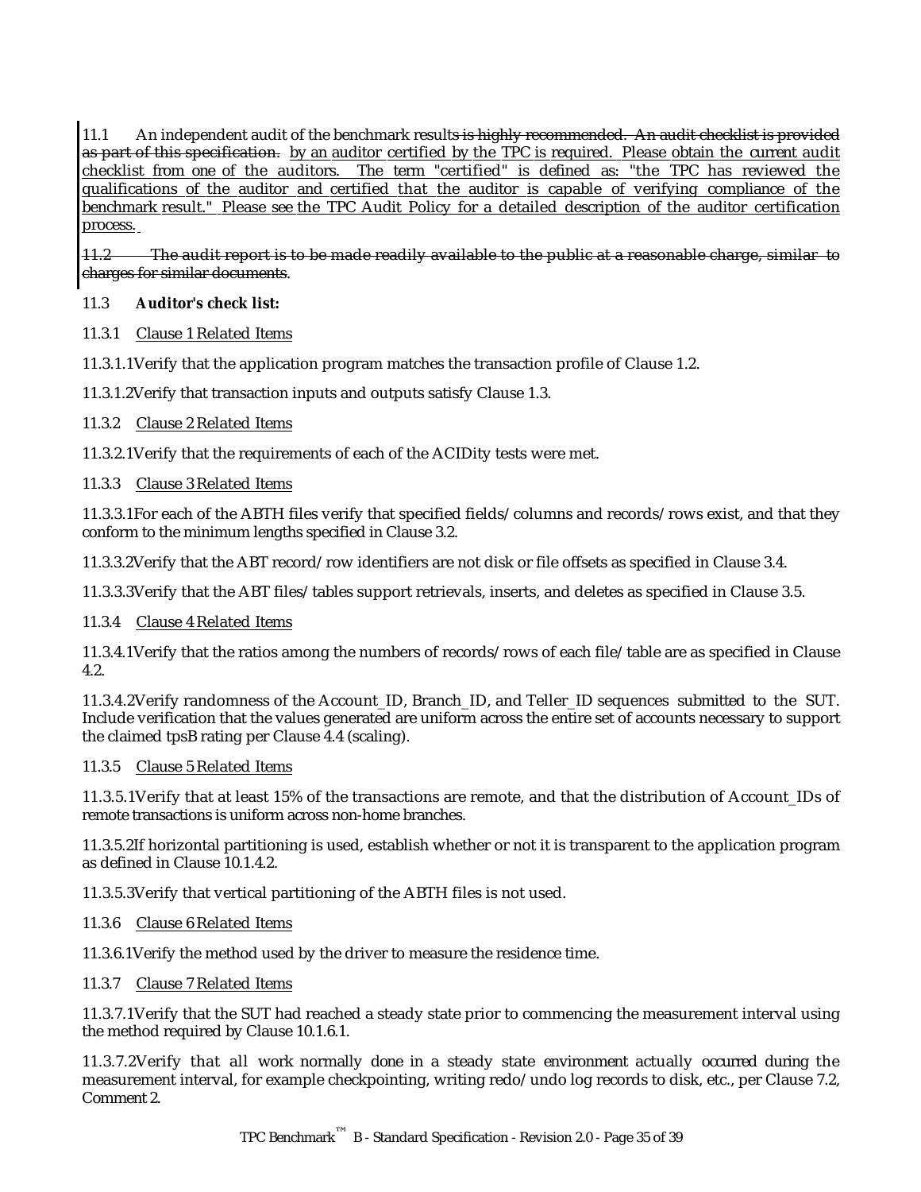11.1 An independent audit of the benchmark results ~~is highly recommended. An audit checklist is provided as part of this specification.~~ by an auditor certified by the TPC is required. Please obtain the current audit checklist from one of the auditors. The term "certified" is defined as: "the TPC has reviewed the qualifications of the auditor and certified that the auditor is capable of verifying compliance of the benchmark result." Please see the TPC Audit Policy for a detailed description of the auditor certification process.

~~11.2 The audit report is to be made readily available to the public at a reasonable charge, similar to charges for similar documents.~~

11.3 **Auditor's check list:**

11.3.1 Clause 1 Related Items

11.3.1.1 Verify that the application program matches the transaction profile of Clause 1.2.

11.3.1.2 Verify that transaction inputs and outputs satisfy Clause 1.3.

11.3.2 Clause 2 Related Items

11.3.2.1 Verify that the requirements of each of the ACIDity tests were met.

11.3.3 Clause 3 Related Items

11.3.3.1 For each of the ABTH files verify that specified fields/columns and records/rows exist, and that they conform to the minimum lengths specified in Clause 3.2.

11.3.3.2 Verify that the ABT record/row identifiers are not disk or file offsets as specified in Clause 3.4.

11.3.3.3 Verify that the ABT files/tables support retrievals, inserts, and deletes as specified in Clause 3.5.

11.3.4 Clause 4 Related Items

11.3.4.1 Verify that the ratios among the numbers of records/rows of each file/table are as specified in Clause 4.2.

11.3.4.2 Verify randomness of the Account_ID, Branch_ID, and Teller_ID sequences submitted to the SUT. Include verification that the values generated are uniform across the entire set of accounts necessary to support the claimed tpsB rating per Clause 4.4 (scaling).

11.3.5 Clause 5 Related Items

11.3.5.1 Verify that at least 15% of the transactions are remote, and that the distribution of Account_IDs of remote transactions is uniform across non-home branches.

11.3.5.2 If horizontal partitioning is used, establish whether or not it is transparent to the application program as defined in Clause 10.1.4.2.

11.3.5.3 Verify that vertical partitioning of the ABTH files is not used.

11.3.6 Clause 6 Related Items

11.3.6.1 Verify the method used by the driver to measure the residence time.

11.3.7 Clause 7 Related Items

11.3.7.1 Verify that the SUT had reached a steady state prior to commencing the measurement interval using the method required by Clause 10.1.6.1.

11.3.7.2 Verify that all work normally done in a steady state environment actually occurred during the measurement interval, for example checkpointing, writing redo/undo log records to disk, etc., per Clause 7.2, Comment 2.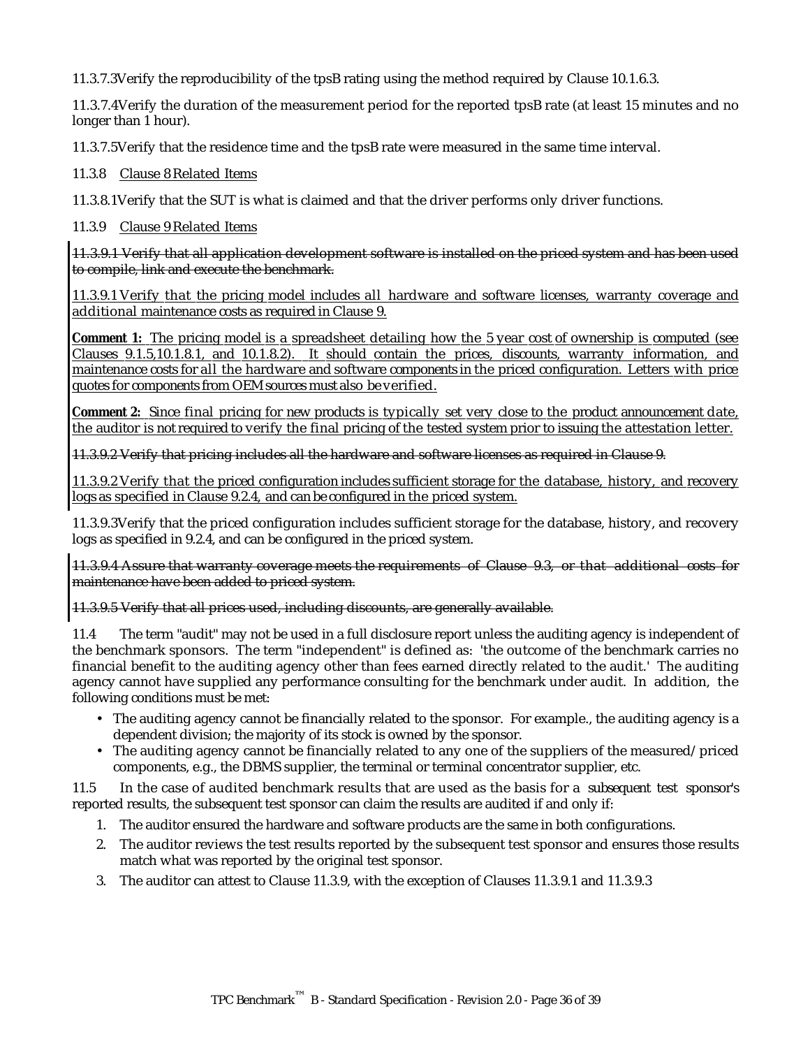11.3.7.3Verify the reproducibility of the tpsB rating using the method required by Clause 10.1.6.3.

11.3.7.4Verify the duration of the measurement period for the reported tpsB rate (at least 15 minutes and no longer than 1 hour).

11.3.7.5Verify that the residence time and the tpsB rate were measured in the same time interval.

11.3.8 Clause 8 Related Items

11.3.8.1Verify that the SUT is what is claimed and that the driver performs only driver functions.

11.3.9 Clause 9 Related Items

~~11.3.9.1 Verify that all application development software is installed on the priced system and has been used to compile, link and execute the benchmark.~~

11.3.9.1 Verify that the pricing model includes all hardware and software licenses, warranty coverage and additional maintenance costs as required in Clause 9.

**Comment 1:** The pricing model is a spreadsheet detailing how the 5 year cost of ownership is computed (see Clauses 9.1.5,10.1.8.1, and 10.1.8.2). It should contain the prices, discounts, warranty information, and maintenance costs for all the hardware and software components in the priced configuration. Letters with price quotes for components from OEM sources must also be verified.

**Comment 2:** Since final pricing for new products is typically set very close to the product announcement date, the auditor is not required to verify the final pricing of the tested system prior to issuing the attestation letter.

~~11.3.9.2 Verify that pricing includes all the hardware and software licenses as required in Clause 9.~~

11.3.9.2 Verify that the priced configuration includes sufficient storage for the database, history, and recovery logs as specified in Clause 9.2.4, and can be configured in the priced system.

11.3.9.3Verify that the priced configuration includes sufficient storage for the database, history, and recovery logs as specified in 9.2.4, and can be configured in the priced system.

~~11.3.9.4 Assure that warranty coverage meets the requirements of Clause 9.3, or that additional costs for maintenance have been added to priced system.~~

~~11.3.9.5 Verify that all prices used, including discounts, are generally available.~~

11.4 The term "audit" may not be used in a full disclosure report unless the auditing agency is independent of the benchmark sponsors. The term "independent" is defined as: 'the outcome of the benchmark carries no financial benefit to the auditing agency other than fees earned directly related to the audit.' The auditing agency cannot have supplied any performance consulting for the benchmark under audit. In addition, the following conditions must be met:

- The auditing agency cannot be financially related to the sponsor. For example., the auditing agency is a dependent division; the majority of its stock is owned by the sponsor.
- The auditing agency cannot be financially related to any one of the suppliers of the measured/priced components, e.g., the DBMS supplier, the terminal or terminal concentrator supplier, etc.

11.5 In the case of audited benchmark results that are used as the basis for a subsequent test sponsor's reported results, the subsequent test sponsor can claim the results are audited if and only if:

1. The auditor ensured the hardware and software products are the same in both configurations.
2. The auditor reviews the test results reported by the subsequent test sponsor and ensures those results match what was reported by the original test sponsor.
3. The auditor can attest to Clause 11.3.9, with the exception of Clauses 11.3.9.1 and 11.3.9.3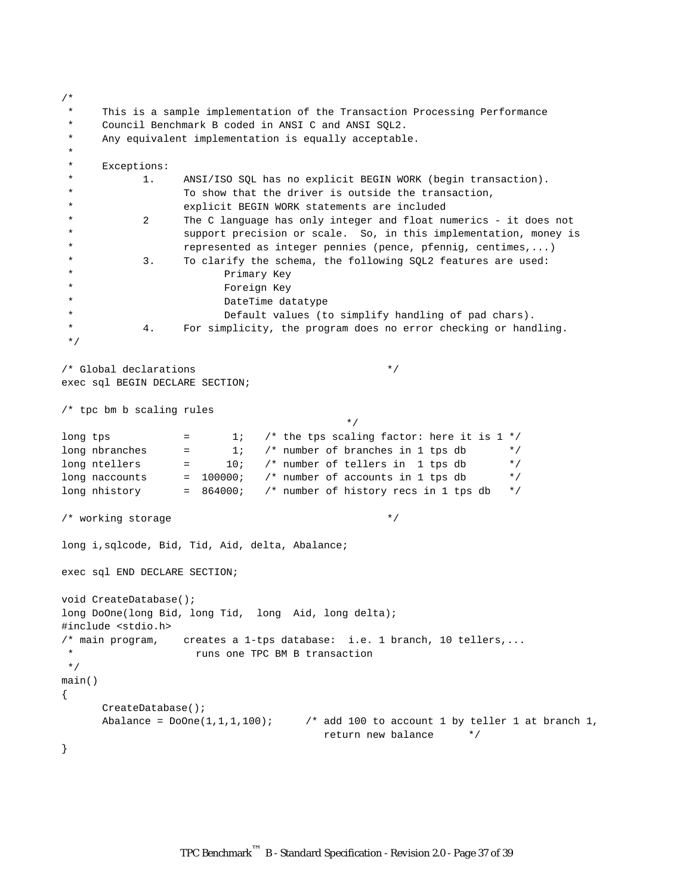```
/*
 *     This is a sample implementation of the Transaction Processing Performance
 *     Council Benchmark B coded in ANSI C and ANSI SQL2.
 *     Any equivalent implementation is equally acceptable.
 *
 *     Exceptions:
 *           1.     ANSI/ISO SQL has no explicit BEGIN WORK (begin transaction).
 *                  To show that the driver is outside the transaction,
 *                  explicit BEGIN WORK statements are included
 *           2      The C language has only integer and float numerics - it does not
 *                  support precision or scale.  So, in this implementation, money is
 *                  represented as integer pennies (pence, pfennig, centimes,...)
 *           3.     To clarify the schema, the following SQL2 features are used:
 *                         Primary Key
 *                         Foreign Key
 *                         DateTime datatype
 *                         Default values (to simplify handling of pad chars).
 *           4.     For simplicity, the program does no error checking or handling.
 */

/* Global declarations                                */
exec sql BEGIN DECLARE SECTION;

/* tpc bm b scaling rules
                                                 */
long tps            =       1;   /* the tps scaling factor: here it is 1 */
long nbranches      =       1;   /* number of branches in 1 tps db       */
long ntellers       =      10;   /* number of tellers in  1 tps db       */
long naccounts      =  100000;   /* number of accounts in 1 tps db       */
long nhistory       =  864000;   /* number of history recs in 1 tps db   */

/* working storage                                    */

long i,sqlcode, Bid, Tid, Aid, delta, Abalance;

exec sql END DECLARE SECTION;

void CreateDatabase();
long DoOne(long Bid, long Tid,  long  Aid, long delta);
#include <stdio.h>
/* main program,    creates a 1-tps database:  i.e. 1 branch, 10 tellers,...
 *                    runs one TPC BM B transaction
 */
main()
{
      CreateDatabase();
      Abalance = DoOne(1,1,1,100);      /* add 100 to account 1 by teller 1 at branch 1,
                                           return new balance      */
}
```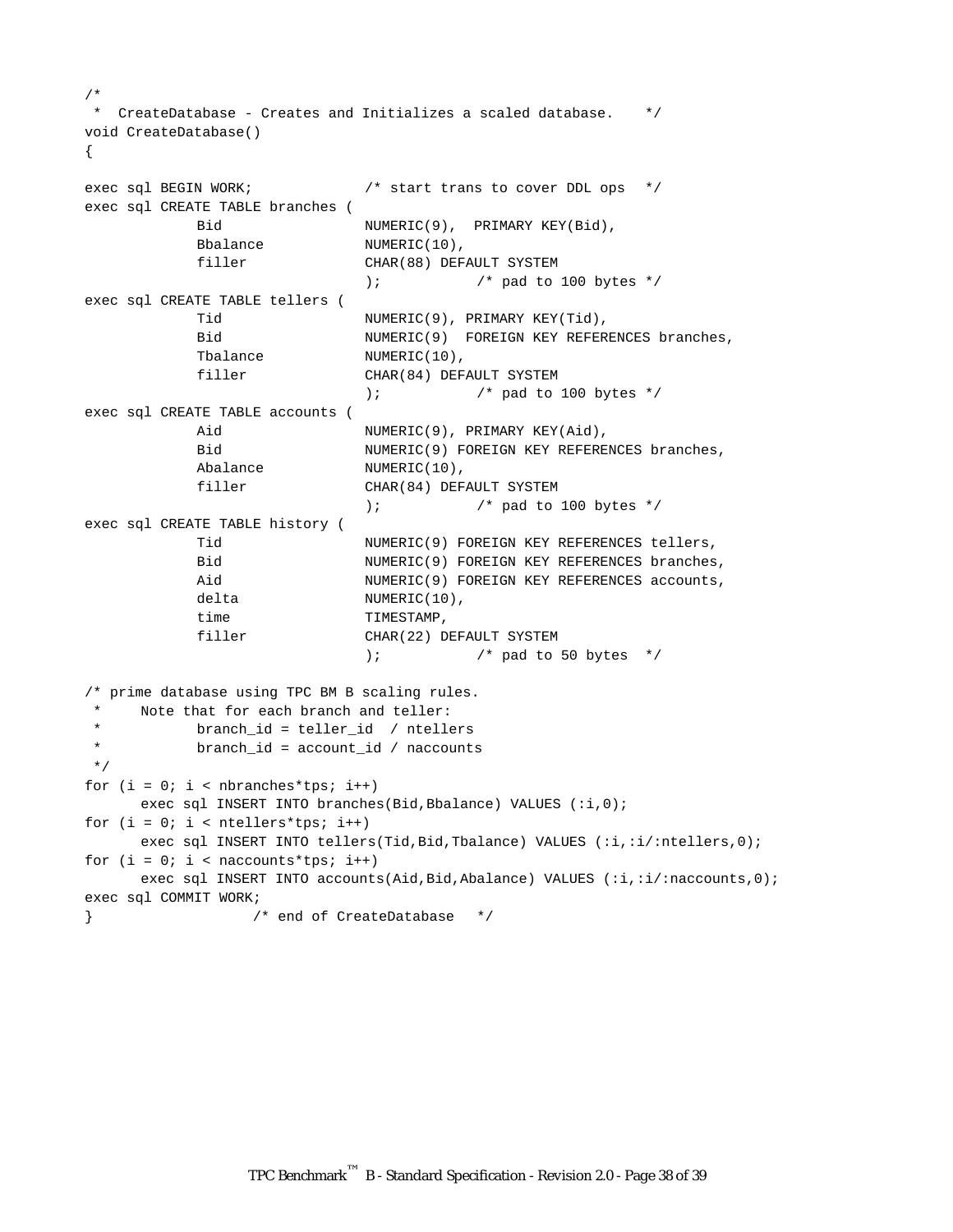```
/*
 *  CreateDatabase - Creates and Initializes a scaled database.    */
void CreateDatabase()
{

exec sql BEGIN WORK;             /* start trans to cover DDL ops   */
exec sql CREATE TABLE branches (
             Bid                 NUMERIC(9),  PRIMARY KEY(Bid),
             Bbalance            NUMERIC(10),
             filler              CHAR(88) DEFAULT SYSTEM
                                 );           /* pad to 100 bytes */
exec sql CREATE TABLE tellers (
             Tid                 NUMERIC(9), PRIMARY KEY(Tid),
             Bid                 NUMERIC(9)  FOREIGN KEY REFERENCES branches,
             Tbalance            NUMERIC(10),
             filler              CHAR(84) DEFAULT SYSTEM
                                 );           /* pad to 100 bytes */
exec sql CREATE TABLE accounts (
             Aid                 NUMERIC(9), PRIMARY KEY(Aid),
             Bid                 NUMERIC(9) FOREIGN KEY REFERENCES branches,
             Abalance            NUMERIC(10),
             filler              CHAR(84) DEFAULT SYSTEM
                                 );           /* pad to 100 bytes */
exec sql CREATE TABLE history (
             Tid                 NUMERIC(9) FOREIGN KEY REFERENCES tellers,
             Bid                 NUMERIC(9) FOREIGN KEY REFERENCES branches,
             Aid                 NUMERIC(9) FOREIGN KEY REFERENCES accounts,
             delta               NUMERIC(10),
             time                TIMESTAMP,
             filler              CHAR(22) DEFAULT SYSTEM
                                 );           /* pad to 50 bytes  */

/* prime database using TPC BM B scaling rules.
 *     Note that for each branch and teller:
 *           branch_id = teller_id  / ntellers
 *           branch_id = account_id / naccounts
 */
for (i = 0; i < nbranches*tps; i++)
      exec sql INSERT INTO branches(Bid,Bbalance) VALUES (:i,0);
for (i = 0; i < ntellers*tps; i++)
      exec sql INSERT INTO tellers(Tid,Bid,Tbalance) VALUES (:i,:i/:ntellers,0);
for (i = 0; i < naccounts*tps; i++)
      exec sql INSERT INTO accounts(Aid,Bid,Abalance) VALUES (:i,:i/:naccounts,0);
exec sql COMMIT WORK;
}                  /* end of CreateDatabase   */
```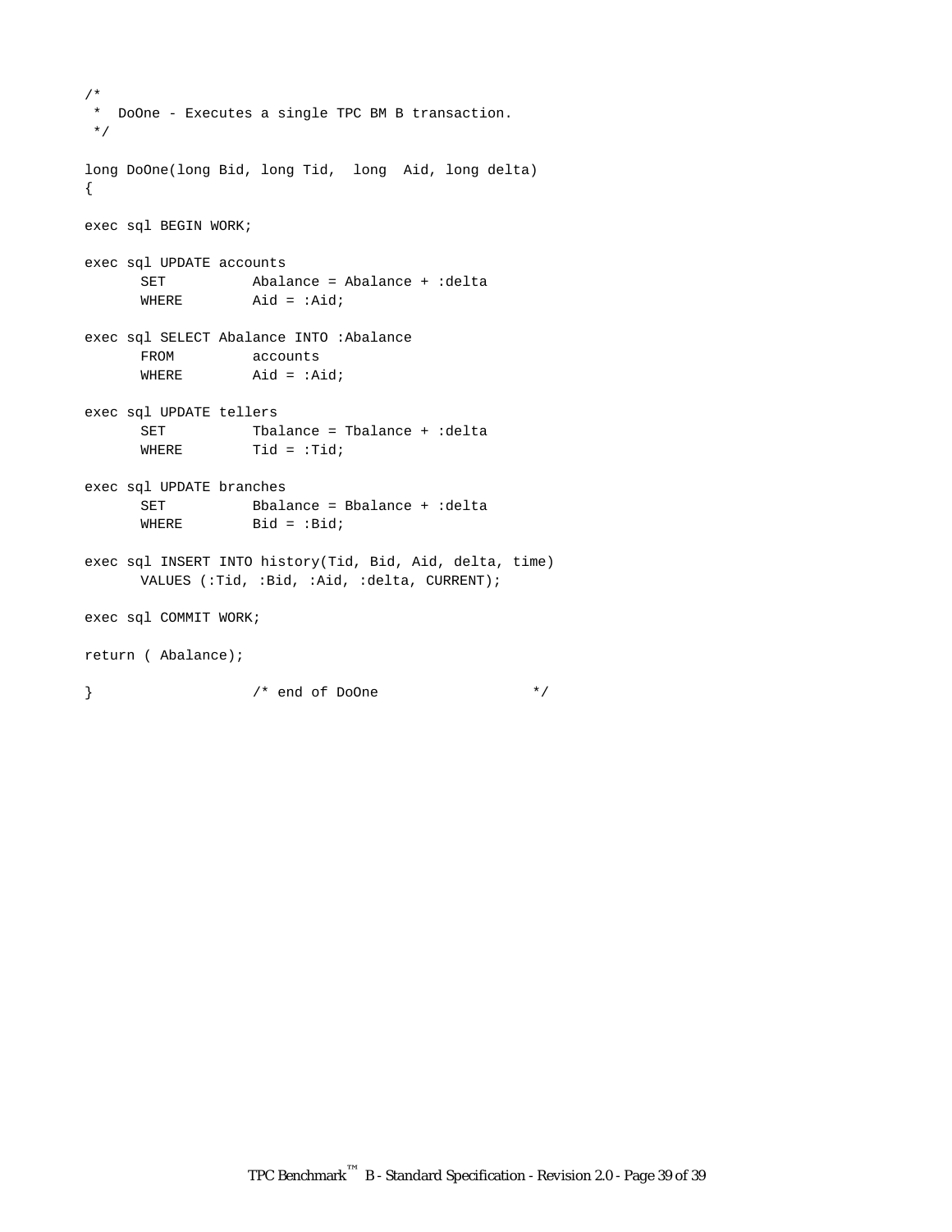```
/*
 *  DoOne - Executes a single TPC BM B transaction.
 */

long DoOne(long Bid, long Tid,  long  Aid, long delta)
{

exec sql BEGIN WORK;

exec sql UPDATE accounts
      SET          Abalance = Abalance + :delta
      WHERE        Aid = :Aid;

exec sql SELECT Abalance INTO :Abalance
      FROM         accounts
      WHERE        Aid = :Aid;

exec sql UPDATE tellers
      SET          Tbalance = Tbalance + :delta
      WHERE        Tid = :Tid;

exec sql UPDATE branches
      SET          Bbalance = Bbalance + :delta
      WHERE        Bid = :Bid;

exec sql INSERT INTO history(Tid, Bid, Aid, delta, time)
      VALUES (:Tid, :Bid, :Aid, :delta, CURRENT);

exec sql COMMIT WORK;

return ( Abalance);

}                   /* end of DoOne                  */
```